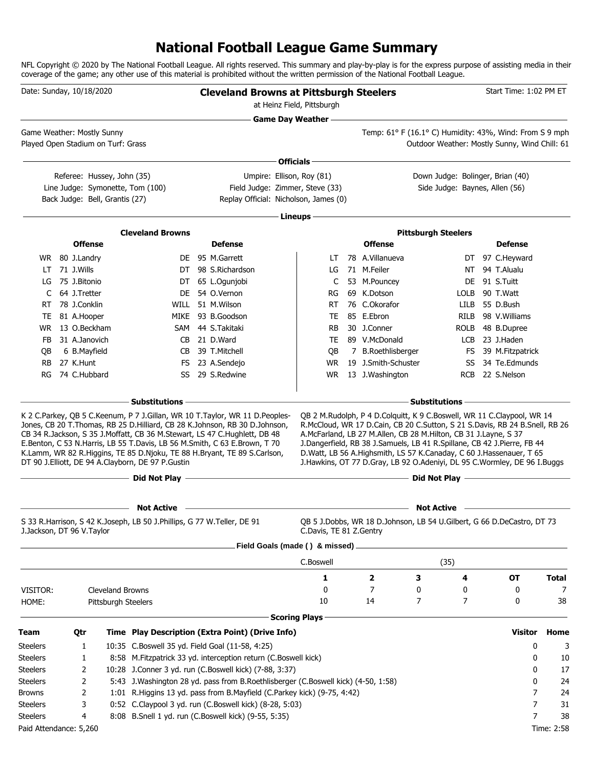# National Football League Game Summary

NFL Copyright © 2020 by The National Football League. All rights reserved. This summary and play-by-play is for the express purpose of assisting media in their coverage of the game; any other use of this material is prohibited without the written permission of the National Football League.

Date: Sunday, 10/18/2020

## Cleveland Browns at Pittsburgh Steelers

at Heinz Field, Pittsburgh

Start Time: 1:02 PM ET

### Game Day Weather

Game Weather: Mostly Sunny
Played Open Stadium on Turf: Grass

Temp: 61° F (16.1° C) Humidity: 43%, Wind: From S 9 mph
Outdoor Weather: Mostly Sunny, Wind Chill: 61

### Officials

Referee: Hussey, John (35)
Umpire: Ellison, Roy (81)
Down Judge: Bolinger, Brian (40)
Line Judge: Symonette, Tom (100)
Field Judge: Zimmer, Steve (33)
Side Judge: Baynes, Allen (56)
Back Judge: Bell, Grantis (27)
Replay Official: Nicholson, James (0)

### Lineups

**Cleveland Browns**

| Offense | | | Defense | | |
|---|---|---|---|---|---|
| WR | 80 | J.Landry | DE | 95 | M.Garrett |
| LT | 71 | J.Wills | DT | 98 | S.Richardson |
| LG | 75 | J.Bitonio | DT | 65 | L.Ogunjobi |
| C | 64 | J.Tretter | DE | 54 | O.Vernon |
| RT | 78 | J.Conklin | WILL | 51 | M.Wilson |
| TE | 81 | A.Hooper | MIKE | 93 | B.Goodson |
| WR | 13 | O.Beckham | SAM | 44 | S.Takitaki |
| FB | 31 | A.Janovich | CB | 21 | D.Ward |
| QB | 6 | B.Mayfield | CB | 39 | T.Mitchell |
| RB | 27 | K.Hunt | FS | 23 | A.Sendejo |
| RG | 74 | C.Hubbard | SS | 29 | S.Redwine |

**Pittsburgh Steelers**

| Offense | | | Defense | | |
|---|---|---|---|---|---|
| LT | 78 | A.Villanueva | DT | 97 | C.Heyward |
| LG | 71 | M.Feiler | NT | 94 | T.Alualu |
| C | 53 | M.Pouncey | DE | 91 | S.Tuitt |
| RG | 69 | K.Dotson | LOLB | 90 | T.Watt |
| RT | 76 | C.Okorafor | LILB | 55 | D.Bush |
| TE | 85 | E.Ebron | RILB | 98 | V.Williams |
| RB | 30 | J.Conner | ROLB | 48 | B.Dupree |
| TE | 89 | V.McDonald | LCB | 23 | J.Haden |
| QB | 7 | B.Roethlisberger | FS | 39 | M.Fitzpatrick |
| WR | 19 | J.Smith-Schuster | SS | 34 | Te.Edmunds |
| WR | 13 | J.Washington | RCB | 22 | S.Nelson |

### Substitutions

**Cleveland Browns:** K 2 C.Parkey, QB 5 C.Keenum, P 7 J.Gillan, WR 10 T.Taylor, WR 11 D.Peoples-Jones, CB 20 T.Thomas, RB 25 D.Hilliard, CB 28 K.Johnson, RB 30 D.Johnson, CB 34 R.Jackson, S 35 J.Moffatt, CB 36 M.Stewart, LS 47 C.Hughlett, DB 48 E.Benton, C 53 N.Harris, LB 55 T.Davis, LB 56 M.Smith, C 63 E.Brown, T 70 K.Lamm, WR 82 R.Higgins, TE 85 D.Njoku, TE 88 H.Bryant, TE 89 S.Carlson, DT 90 J.Elliott, DE 94 A.Clayborn, DE 97 P.Gustin

**Pittsburgh Steelers:** QB 2 M.Rudolph, P 4 D.Colquitt, K 9 C.Boswell, WR 11 C.Claypool, WR 14 R.McCloud, WR 17 D.Cain, CB 20 C.Sutton, S 21 S.Davis, RB 24 B.Snell, RB 26 A.McFarland, LB 27 M.Allen, CB 28 M.Hilton, CB 31 J.Layne, S 37 J.Dangerfield, RB 38 J.Samuels, LB 41 R.Spillane, CB 42 J.Pierre, FB 44 D.Watt, LB 56 A.Highsmith, LS 57 K.Canaday, C 60 J.Hassenauer, T 65 J.Hawkins, OT 77 D.Gray, LB 92 O.Adeniyi, DL 95 C.Wormley, DE 96 I.Buggs

### Did Not Play

### Not Active

**Cleveland Browns:** S 33 R.Harrison, S 42 K.Joseph, LB 50 J.Phillips, G 77 W.Teller, DE 91 J.Jackson, DT 96 V.Taylor

**Pittsburgh Steelers:** QB 5 J.Dobbs, WR 18 D.Johnson, LB 54 U.Gilbert, G 66 D.DeCastro, DT 73 C.Davis, TE 81 Z.Gentry

### Field Goals (made ( ) & missed)

C.Boswell (35)

| | | 1 | 2 | 3 | 4 | OT | Total |
|---|---|---|---|---|---|---|---|
| VISITOR: | Cleveland Browns | 0 | 7 | 0 | 0 | 0 | 7 |
| HOME: | Pittsburgh Steelers | 10 | 14 | 7 | 7 | 0 | 38 |

### Scoring Plays

| Team | Qtr | Time | Play Description (Extra Point) (Drive Info) | Visitor | Home |
|---|---|---|---|---|---|
| Steelers | 1 | 10:35 | C.Boswell 35 yd. Field Goal (11-58, 4:25) | 0 | 3 |
| Steelers | 1 | 8:58 | M.Fitzpatrick 33 yd. interception return (C.Boswell kick) | 0 | 10 |
| Steelers | 2 | 10:28 | J.Conner 3 yd. run (C.Boswell kick) (7-88, 3:37) | 0 | 17 |
| Steelers | 2 | 5:43 | J.Washington 28 yd. pass from B.Roethlisberger (C.Boswell kick) (4-50, 1:58) | 0 | 24 |
| Browns | 2 | 1:01 | R.Higgins 13 yd. pass from B.Mayfield (C.Parkey kick) (9-75, 4:42) | 7 | 24 |
| Steelers | 3 | 0:52 | C.Claypool 3 yd. run (C.Boswell kick) (8-28, 5:03) | 7 | 31 |
| Steelers | 4 | 8:08 | B.Snell 1 yd. run (C.Boswell kick) (9-55, 5:35) | 7 | 38 |

Paid Attendance: 5,260

Time: 2:58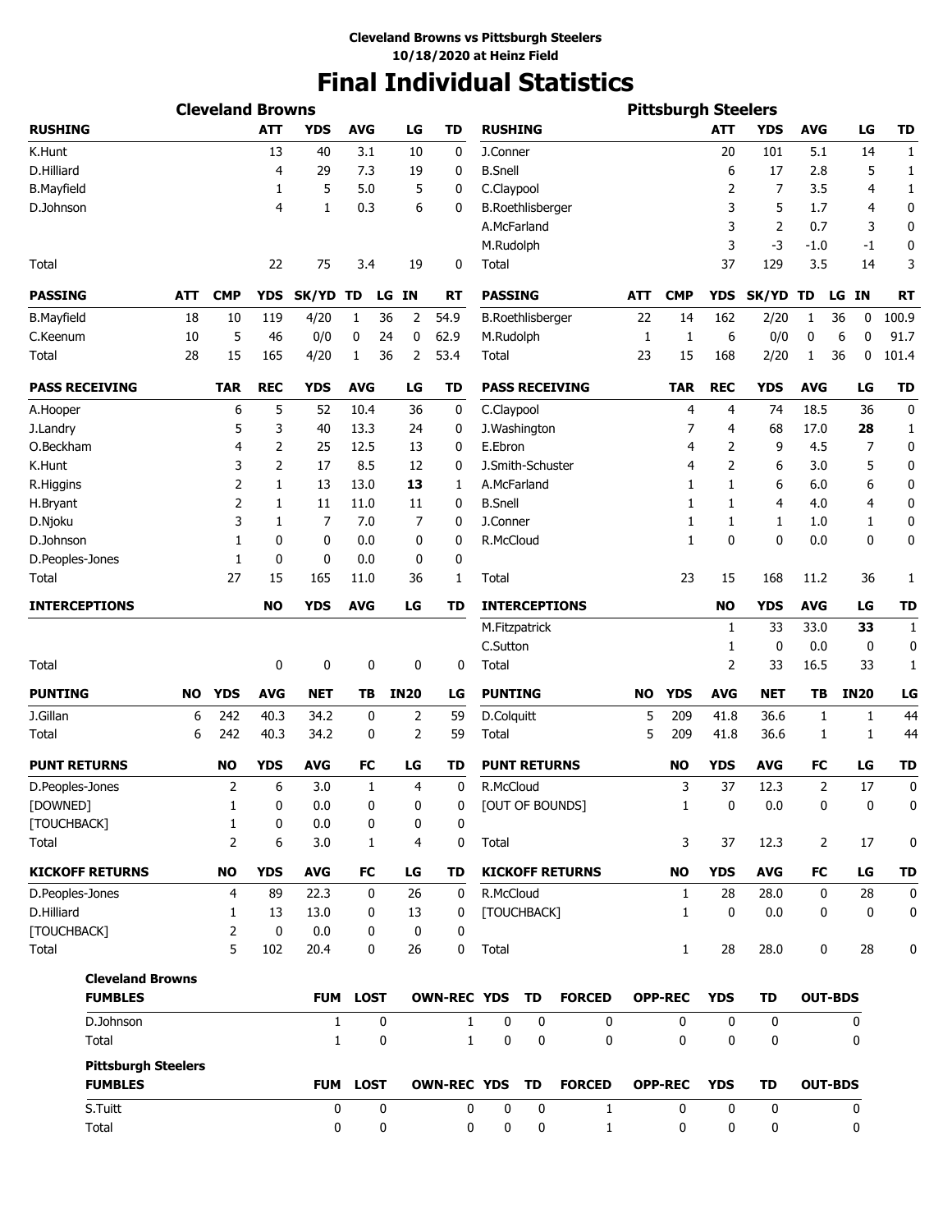**Cleveland Browns vs Pittsburgh Steelers**
**10/18/2020 at Heinz Field**

# Final Individual Statistics

## Cleveland Browns

| RUSHING | ATT | YDS | AVG | LG | TD |
|---|---|---|---|---|---|
| K.Hunt | 13 | 40 | 3.1 | 10 | 0 |
| D.Hilliard | 4 | 29 | 7.3 | 19 | 0 |
| B.Mayfield | 1 | 5 | 5.0 | 5 | 0 |
| D.Johnson | 4 | 1 | 0.3 | 6 | 0 |
| Total | 22 | 75 | 3.4 | 19 | 0 |

| PASSING | ATT | CMP | YDS | SK/YD | TD | LG | IN | RT |
|---|---|---|---|---|---|---|---|---|
| B.Mayfield | 18 | 10 | 119 | 4/20 | 1 | 36 | 2 | 54.9 |
| C.Keenum | 10 | 5 | 46 | 0/0 | 0 | 24 | 0 | 62.9 |
| Total | 28 | 15 | 165 | 4/20 | 1 | 36 | 2 | 53.4 |

| PASS RECEIVING | TAR | REC | YDS | AVG | LG | TD |
|---|---|---|---|---|---|---|
| A.Hooper | 6 | 5 | 52 | 10.4 | 36 | 0 |
| J.Landry | 5 | 3 | 40 | 13.3 | 24 | 0 |
| O.Beckham | 4 | 2 | 25 | 12.5 | 13 | 0 |
| K.Hunt | 3 | 2 | 17 | 8.5 | 12 | 0 |
| R.Higgins | 2 | 1 | 13 | 13.0 | **13** | 1 |
| H.Bryant | 2 | 1 | 11 | 11.0 | 11 | 0 |
| D.Njoku | 3 | 1 | 7 | 7.0 | 7 | 0 |
| D.Johnson | 1 | 0 | 0 | 0.0 | 0 | 0 |
| D.Peoples-Jones | 1 | 0 | 0 | 0.0 | 0 | 0 |
| Total | 27 | 15 | 165 | 11.0 | 36 | 1 |

| INTERCEPTIONS | NO | YDS | AVG | LG | TD |
|---|---|---|---|---|---|
| Total | 0 | 0 | 0 | 0 | 0 |

| PUNTING | NO | YDS | AVG | NET | TB | IN20 | LG |
|---|---|---|---|---|---|---|---|
| J.Gillan | 6 | 242 | 40.3 | 34.2 | 0 | 2 | 59 |
| Total | 6 | 242 | 40.3 | 34.2 | 0 | 2 | 59 |

| PUNT RETURNS | NO | YDS | AVG | FC | LG | TD |
|---|---|---|---|---|---|---|
| D.Peoples-Jones | 2 | 6 | 3.0 | 1 | 4 | 0 |
| [DOWNED] | 1 | 0 | 0.0 | 0 | 0 | 0 |
| [TOUCHBACK] | 1 | 0 | 0.0 | 0 | 0 | 0 |
| Total | 2 | 6 | 3.0 | 1 | 4 | 0 |

| KICKOFF RETURNS | NO | YDS | AVG | FC | LG | TD |
|---|---|---|---|---|---|---|
| D.Peoples-Jones | 4 | 89 | 22.3 | 0 | 26 | 0 |
| D.Hilliard | 1 | 13 | 13.0 | 0 | 13 | 0 |
| [TOUCHBACK] | 2 | 0 | 0.0 | 0 | 0 | 0 |
| Total | 5 | 102 | 20.4 | 0 | 26 | 0 |

## Pittsburgh Steelers

| RUSHING | ATT | YDS | AVG | LG | TD |
|---|---|---|---|---|---|
| J.Conner | 20 | 101 | 5.1 | 14 | 1 |
| B.Snell | 6 | 17 | 2.8 | 5 | 1 |
| C.Claypool | 2 | 7 | 3.5 | 4 | 1 |
| B.Roethlisberger | 3 | 5 | 1.7 | 4 | 0 |
| A.McFarland | 3 | 2 | 0.7 | 3 | 0 |
| M.Rudolph | 3 | -3 | -1.0 | -1 | 0 |
| Total | 37 | 129 | 3.5 | 14 | 3 |

| PASSING | ATT | CMP | YDS | SK/YD | TD | LG | IN | RT |
|---|---|---|---|---|---|---|---|---|
| B.Roethlisberger | 22 | 14 | 162 | 2/20 | 1 | 36 | 0 | 100.9 |
| M.Rudolph | 1 | 1 | 6 | 0/0 | 0 | 6 | 0 | 91.7 |
| Total | 23 | 15 | 168 | 2/20 | 1 | 36 | 0 | 101.4 |

| PASS RECEIVING | TAR | REC | YDS | AVG | LG | TD |
|---|---|---|---|---|---|---|
| C.Claypool | 4 | 4 | 74 | 18.5 | 36 | 0 |
| J.Washington | 7 | 4 | 68 | 17.0 | **28** | 1 |
| E.Ebron | 4 | 2 | 9 | 4.5 | 7 | 0 |
| J.Smith-Schuster | 4 | 2 | 6 | 3.0 | 5 | 0 |
| A.McFarland | 1 | 1 | 6 | 6.0 | 6 | 0 |
| B.Snell | 1 | 1 | 4 | 4.0 | 4 | 0 |
| J.Conner | 1 | 1 | 1 | 1.0 | 1 | 0 |
| R.McCloud | 1 | 0 | 0 | 0.0 | 0 | 0 |
| Total | 23 | 15 | 168 | 11.2 | 36 | 1 |

| INTERCEPTIONS | NO | YDS | AVG | LG | TD |
|---|---|---|---|---|---|
| M.Fitzpatrick | 1 | 33 | 33.0 | **33** | 1 |
| C.Sutton | 1 | 0 | 0.0 | 0 | 0 |
| Total | 2 | 33 | 16.5 | 33 | 1 |

| PUNTING | NO | YDS | AVG | NET | TB | IN20 | LG |
|---|---|---|---|---|---|---|---|
| D.Colquitt | 5 | 209 | 41.8 | 36.6 | 1 | 1 | 44 |
| Total | 5 | 209 | 41.8 | 36.6 | 1 | 1 | 44 |

| PUNT RETURNS | NO | YDS | AVG | FC | LG | TD |
|---|---|---|---|---|---|---|
| R.McCloud | 3 | 37 | 12.3 | 2 | 17 | 0 |
| [OUT OF BOUNDS] | 1 | 0 | 0.0 | 0 | 0 | 0 |
| Total | 3 | 37 | 12.3 | 2 | 17 | 0 |

| KICKOFF RETURNS | NO | YDS | AVG | FC | LG | TD |
|---|---|---|---|---|---|---|
| R.McCloud | 1 | 28 | 28.0 | 0 | 28 | 0 |
| [TOUCHBACK] | 1 | 0 | 0.0 | 0 | 0 | 0 |
| Total | 1 | 28 | 28.0 | 0 | 28 | 0 |

## Fumbles

**Cleveland Browns**

| FUMBLES | FUM | LOST | OWN-REC | YDS | TD | FORCED | OPP-REC | YDS | TD | OUT-BDS |
|---|---|---|---|---|---|---|---|---|---|---|
| D.Johnson | 1 | 0 | 1 | 0 | 0 | 0 | 0 | 0 | 0 | 0 |
| Total | 1 | 0 | 1 | 0 | 0 | 0 | 0 | 0 | 0 | 0 |

**Pittsburgh Steelers**

| FUMBLES | FUM | LOST | OWN-REC | YDS | TD | FORCED | OPP-REC | YDS | TD | OUT-BDS |
|---|---|---|---|---|---|---|---|---|---|---|
| S.Tuitt | 0 | 0 | 0 | 0 | 0 | 1 | 0 | 0 | 0 | 0 |
| Total | 0 | 0 | 0 | 0 | 0 | 1 | 0 | 0 | 0 | 0 |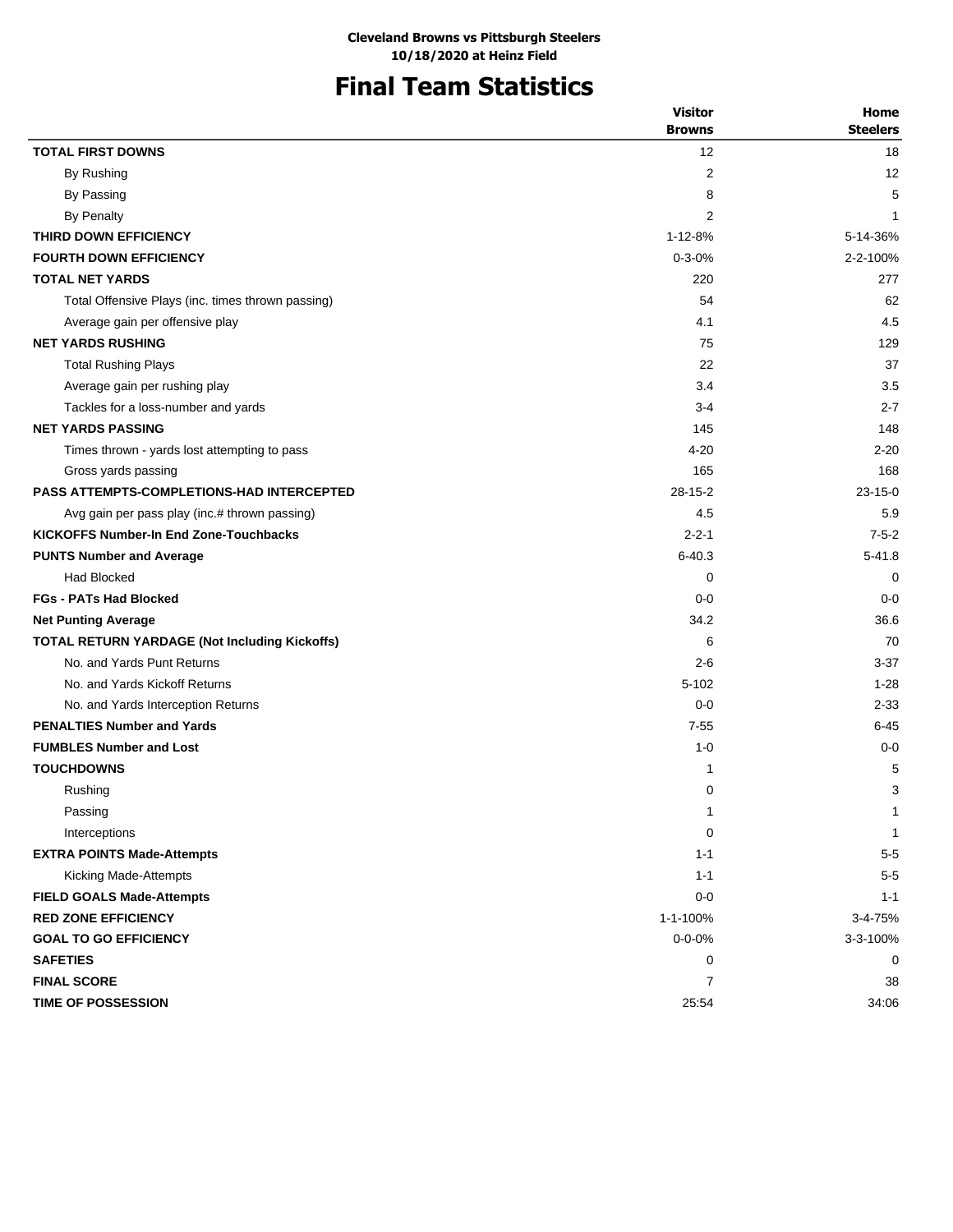**Cleveland Browns vs Pittsburgh Steelers**
**10/18/2020 at Heinz Field**

# Final Team Statistics

| | Visitor Browns | Home Steelers |
|---|---|---|
| **TOTAL FIRST DOWNS** | 12 | 18 |
| By Rushing | 2 | 12 |
| By Passing | 8 | 5 |
| By Penalty | 2 | 1 |
| **THIRD DOWN EFFICIENCY** | 1-12-8% | 5-14-36% |
| **FOURTH DOWN EFFICIENCY** | 0-3-0% | 2-2-100% |
| **TOTAL NET YARDS** | 220 | 277 |
| Total Offensive Plays (inc. times thrown passing) | 54 | 62 |
| Average gain per offensive play | 4.1 | 4.5 |
| **NET YARDS RUSHING** | 75 | 129 |
| Total Rushing Plays | 22 | 37 |
| Average gain per rushing play | 3.4 | 3.5 |
| Tackles for a loss-number and yards | 3-4 | 2-7 |
| **NET YARDS PASSING** | 145 | 148 |
| Times thrown - yards lost attempting to pass | 4-20 | 2-20 |
| Gross yards passing | 165 | 168 |
| **PASS ATTEMPTS-COMPLETIONS-HAD INTERCEPTED** | 28-15-2 | 23-15-0 |
| Avg gain per pass play (inc.# thrown passing) | 4.5 | 5.9 |
| **KICKOFFS Number-In End Zone-Touchbacks** | 2-2-1 | 7-5-2 |
| **PUNTS Number and Average** | 6-40.3 | 5-41.8 |
| Had Blocked | 0 | 0 |
| **FGs - PATs Had Blocked** | 0-0 | 0-0 |
| **Net Punting Average** | 34.2 | 36.6 |
| **TOTAL RETURN YARDAGE (Not Including Kickoffs)** | 6 | 70 |
| No. and Yards Punt Returns | 2-6 | 3-37 |
| No. and Yards Kickoff Returns | 5-102 | 1-28 |
| No. and Yards Interception Returns | 0-0 | 2-33 |
| **PENALTIES Number and Yards** | 7-55 | 6-45 |
| **FUMBLES Number and Lost** | 1-0 | 0-0 |
| **TOUCHDOWNS** | 1 | 5 |
| Rushing | 0 | 3 |
| Passing | 1 | 1 |
| Interceptions | 0 | 1 |
| **EXTRA POINTS Made-Attempts** | 1-1 | 5-5 |
| Kicking Made-Attempts | 1-1 | 5-5 |
| **FIELD GOALS Made-Attempts** | 0-0 | 1-1 |
| **RED ZONE EFFICIENCY** | 1-1-100% | 3-4-75% |
| **GOAL TO GO EFFICIENCY** | 0-0-0% | 3-3-100% |
| **SAFETIES** | 0 | 0 |
| **FINAL SCORE** | 7 | 38 |
| **TIME OF POSSESSION** | 25:54 | 34:06 |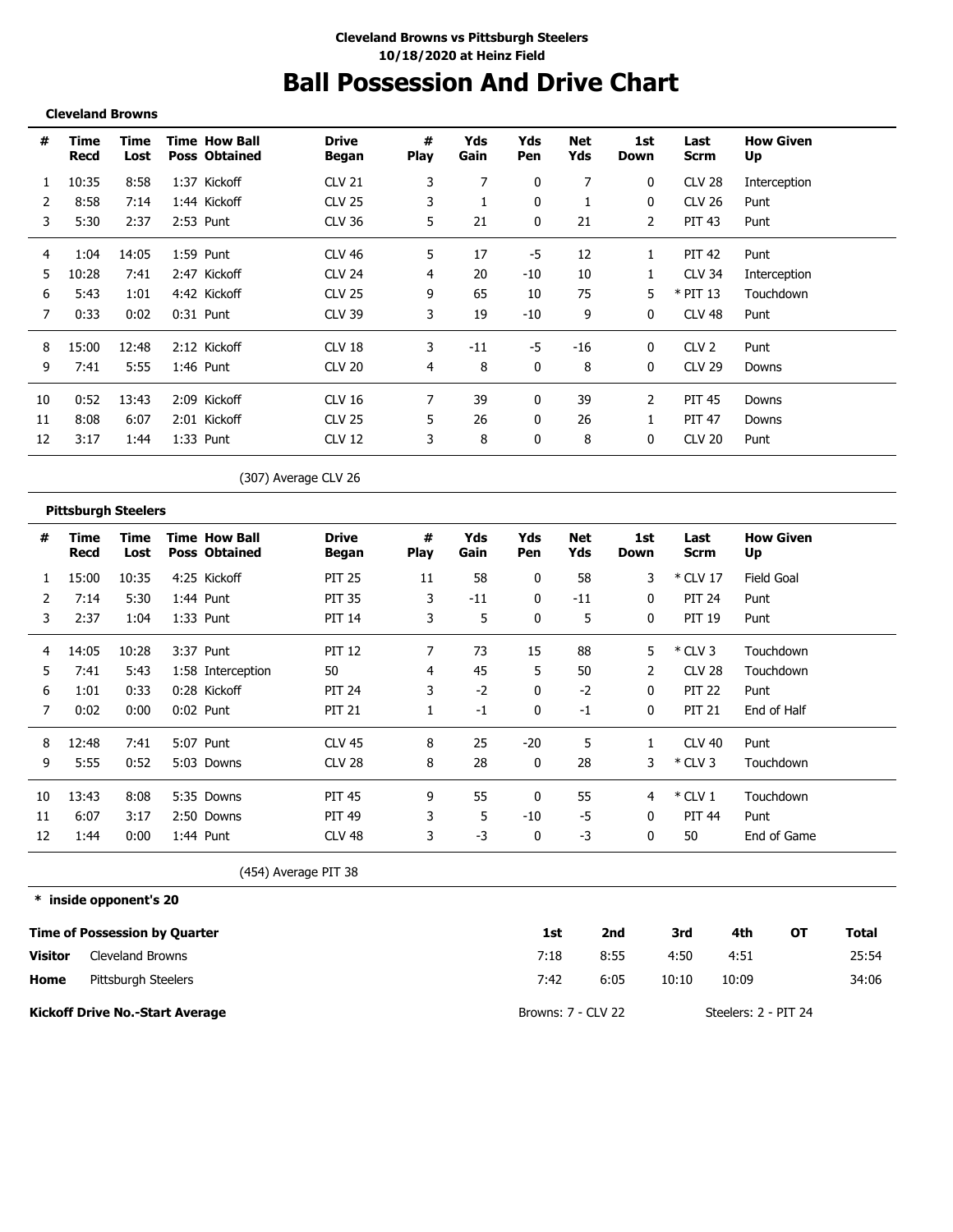**Cleveland Browns vs Pittsburgh Steelers**
**10/18/2020 at Heinz Field**

# Ball Possession And Drive Chart

**Cleveland Browns**

| # | Time Recd | Time Lost | Time Poss | How Ball Obtained | Drive Began | # Play | Yds Gain | Yds Pen | Net Yds | 1st Down | Last Scrm | How Given Up |
|---|---|---|---|---|---|---|---|---|---|---|---|---|
| 1 | 10:35 | 8:58 | 1:37 | Kickoff | CLV 21 | 3 | 7 | 0 | 7 | 0 | CLV 28 | Interception |
| 2 | 8:58 | 7:14 | 1:44 | Kickoff | CLV 25 | 3 | 1 | 0 | 1 | 0 | CLV 26 | Punt |
| 3 | 5:30 | 2:37 | 2:53 | Punt | CLV 36 | 5 | 21 | 0 | 21 | 2 | PIT 43 | Punt |
| 4 | 1:04 | 14:05 | 1:59 | Punt | CLV 46 | 5 | 17 | -5 | 12 | 1 | PIT 42 | Punt |
| 5 | 10:28 | 7:41 | 2:47 | Kickoff | CLV 24 | 4 | 20 | -10 | 10 | 1 | CLV 34 | Interception |
| 6 | 5:43 | 1:01 | 4:42 | Kickoff | CLV 25 | 9 | 65 | 10 | 75 | 5 | * PIT 13 | Touchdown |
| 7 | 0:33 | 0:02 | 0:31 | Punt | CLV 39 | 3 | 19 | -10 | 9 | 0 | CLV 48 | Punt |
| 8 | 15:00 | 12:48 | 2:12 | Kickoff | CLV 18 | 3 | -11 | -5 | -16 | 0 | CLV 2 | Punt |
| 9 | 7:41 | 5:55 | 1:46 | Punt | CLV 20 | 4 | 8 | 0 | 8 | 0 | CLV 29 | Downs |
| 10 | 0:52 | 13:43 | 2:09 | Kickoff | CLV 16 | 7 | 39 | 0 | 39 | 2 | PIT 45 | Downs |
| 11 | 8:08 | 6:07 | 2:01 | Kickoff | CLV 25 | 5 | 26 | 0 | 26 | 1 | PIT 47 | Downs |
| 12 | 3:17 | 1:44 | 1:33 | Punt | CLV 12 | 3 | 8 | 0 | 8 | 0 | CLV 20 | Punt |

(307) Average CLV 26

**Pittsburgh Steelers**

| # | Time Recd | Time Lost | Time Poss | How Ball Obtained | Drive Began | # Play | Yds Gain | Yds Pen | Net Yds | 1st Down | Last Scrm | How Given Up |
|---|---|---|---|---|---|---|---|---|---|---|---|---|
| 1 | 15:00 | 10:35 | 4:25 | Kickoff | PIT 25 | 11 | 58 | 0 | 58 | 3 | * CLV 17 | Field Goal |
| 2 | 7:14 | 5:30 | 1:44 | Punt | PIT 35 | 3 | -11 | 0 | -11 | 0 | PIT 24 | Punt |
| 3 | 2:37 | 1:04 | 1:33 | Punt | PIT 14 | 3 | 5 | 0 | 5 | 0 | PIT 19 | Punt |
| 4 | 14:05 | 10:28 | 3:37 | Punt | PIT 12 | 7 | 73 | 15 | 88 | 5 | * CLV 3 | Touchdown |
| 5 | 7:41 | 5:43 | 1:58 | Interception | 50 | 4 | 45 | 5 | 50 | 2 | CLV 28 | Touchdown |
| 6 | 1:01 | 0:33 | 0:28 | Kickoff | PIT 24 | 3 | -2 | 0 | -2 | 0 | PIT 22 | Punt |
| 7 | 0:02 | 0:00 | 0:02 | Punt | PIT 21 | 1 | -1 | 0 | -1 | 0 | PIT 21 | End of Half |
| 8 | 12:48 | 7:41 | 5:07 | Punt | CLV 45 | 8 | 25 | -20 | 5 | 1 | CLV 40 | Punt |
| 9 | 5:55 | 0:52 | 5:03 | Downs | CLV 28 | 8 | 28 | 0 | 28 | 3 | * CLV 3 | Touchdown |
| 10 | 13:43 | 8:08 | 5:35 | Downs | PIT 45 | 9 | 55 | 0 | 55 | 4 | * CLV 1 | Touchdown |
| 11 | 6:07 | 3:17 | 2:50 | Downs | PIT 49 | 3 | 5 | -10 | -5 | 0 | PIT 44 | Punt |
| 12 | 1:44 | 0:00 | 1:44 | Punt | CLV 48 | 3 | -3 | 0 | -3 | 0 | 50 | End of Game |

(454) Average PIT 38

**\* inside opponent's 20**

| Time of Possession by Quarter | | 1st | 2nd | 3rd | 4th | OT | Total |
|---|---|---|---|---|---|---|---|
| **Visitor** | Cleveland Browns | 7:18 | 8:55 | 4:50 | 4:51 | | 25:54 |
| **Home** | Pittsburgh Steelers | 7:42 | 6:05 | 10:10 | 10:09 | | 34:06 |

**Kickoff Drive No.-Start Average** Browns: 7 - CLV 22 Steelers: 2 - PIT 24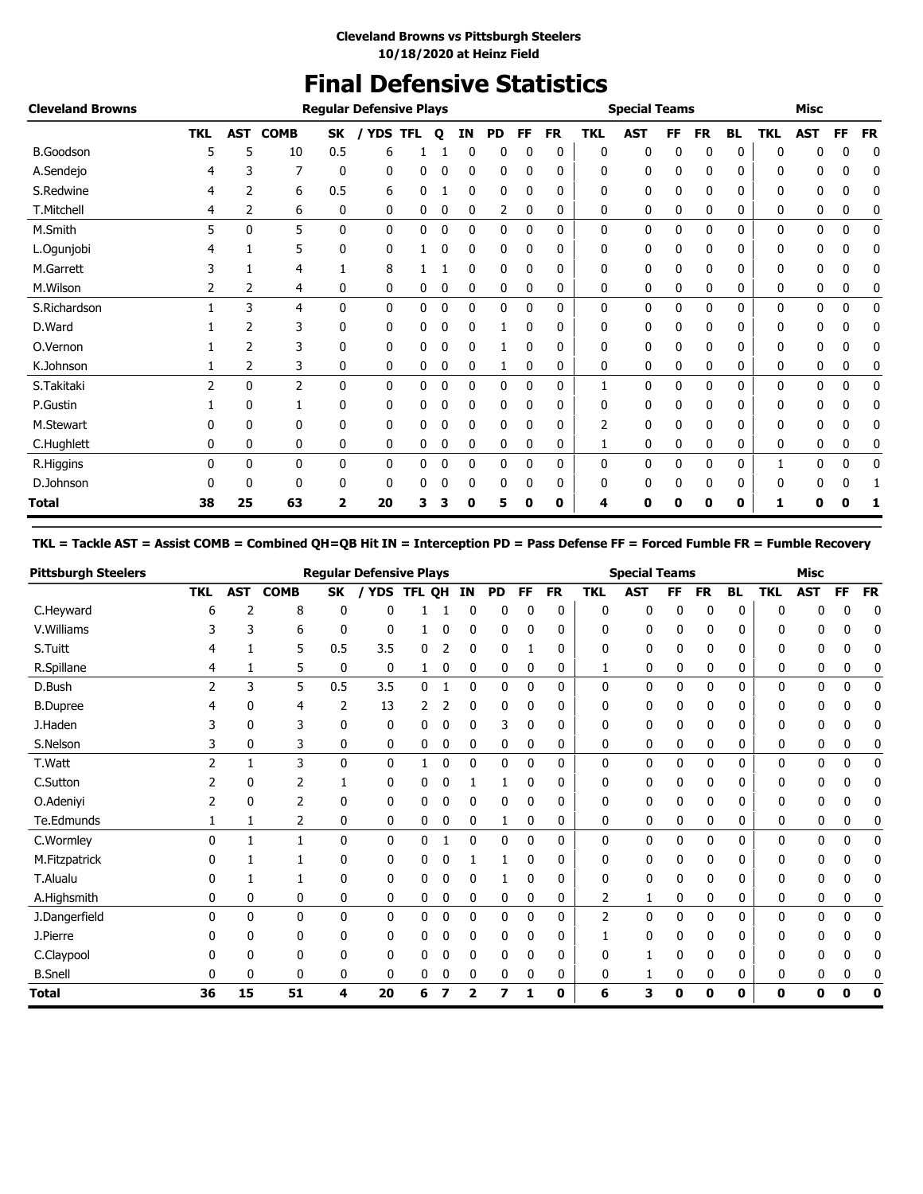**Cleveland Browns vs Pittsburgh Steelers**
**10/18/2020 at Heinz Field**

# Final Defensive Statistics

| Cleveland Browns | Regular Defensive Plays | | | | | | | | | | | Special Teams | | | | | | Misc | | | |
|---|---|---|---|---|---|---|---|---|---|---|---|---|---|---|---|---|---|---|---|---|---|
| | TKL | AST | COMB | SK | / YDS | TFL | Q | IN | PD | FF | FR | TKL | AST | FF | FR | BL | TKL | AST | FF | FR |
| B.Goodson | 5 | 5 | 10 | 0.5 | 6 | 1 | 1 | 0 | 0 | 0 | 0 | 0 | 0 | 0 | 0 | 0 | 0 | 0 | 0 | 0 |
| A.Sendejo | 4 | 3 | 7 | 0 | 0 | 0 | 0 | 0 | 0 | 0 | 0 | 0 | 0 | 0 | 0 | 0 | 0 | 0 | 0 | 0 |
| S.Redwine | 4 | 2 | 6 | 0.5 | 6 | 0 | 1 | 0 | 0 | 0 | 0 | 0 | 0 | 0 | 0 | 0 | 0 | 0 | 0 | 0 |
| T.Mitchell | 4 | 2 | 6 | 0 | 0 | 0 | 0 | 0 | 2 | 0 | 0 | 0 | 0 | 0 | 0 | 0 | 0 | 0 | 0 | 0 |
| M.Smith | 5 | 0 | 5 | 0 | 0 | 0 | 0 | 0 | 0 | 0 | 0 | 0 | 0 | 0 | 0 | 0 | 0 | 0 | 0 | 0 |
| L.Ogunjobi | 4 | 1 | 5 | 0 | 0 | 1 | 0 | 0 | 0 | 0 | 0 | 0 | 0 | 0 | 0 | 0 | 0 | 0 | 0 | 0 |
| M.Garrett | 3 | 1 | 4 | 1 | 8 | 1 | 1 | 0 | 0 | 0 | 0 | 0 | 0 | 0 | 0 | 0 | 0 | 0 | 0 | 0 |
| M.Wilson | 2 | 2 | 4 | 0 | 0 | 0 | 0 | 0 | 0 | 0 | 0 | 0 | 0 | 0 | 0 | 0 | 0 | 0 | 0 | 0 |
| S.Richardson | 1 | 3 | 4 | 0 | 0 | 0 | 0 | 0 | 0 | 0 | 0 | 0 | 0 | 0 | 0 | 0 | 0 | 0 | 0 | 0 |
| D.Ward | 1 | 2 | 3 | 0 | 0 | 0 | 0 | 0 | 1 | 0 | 0 | 0 | 0 | 0 | 0 | 0 | 0 | 0 | 0 | 0 |
| O.Vernon | 1 | 2 | 3 | 0 | 0 | 0 | 0 | 0 | 1 | 0 | 0 | 0 | 0 | 0 | 0 | 0 | 0 | 0 | 0 | 0 |
| K.Johnson | 1 | 2 | 3 | 0 | 0 | 0 | 0 | 0 | 1 | 0 | 0 | 0 | 0 | 0 | 0 | 0 | 0 | 0 | 0 | 0 |
| S.Takitaki | 2 | 0 | 2 | 0 | 0 | 0 | 0 | 0 | 0 | 0 | 0 | 1 | 0 | 0 | 0 | 0 | 0 | 0 | 0 | 0 |
| P.Gustin | 1 | 0 | 1 | 0 | 0 | 0 | 0 | 0 | 0 | 0 | 0 | 0 | 0 | 0 | 0 | 0 | 0 | 0 | 0 | 0 |
| M.Stewart | 0 | 0 | 0 | 0 | 0 | 0 | 0 | 0 | 0 | 0 | 0 | 2 | 0 | 0 | 0 | 0 | 0 | 0 | 0 | 0 |
| C.Hughlett | 0 | 0 | 0 | 0 | 0 | 0 | 0 | 0 | 0 | 0 | 0 | 1 | 0 | 0 | 0 | 0 | 0 | 0 | 0 | 0 |
| R.Higgins | 0 | 0 | 0 | 0 | 0 | 0 | 0 | 0 | 0 | 0 | 0 | 0 | 0 | 0 | 0 | 0 | 1 | 0 | 0 | 0 |
| D.Johnson | 0 | 0 | 0 | 0 | 0 | 0 | 0 | 0 | 0 | 0 | 0 | 0 | 0 | 0 | 0 | 0 | 0 | 0 | 0 | 1 |
| **Total** | **38** | **25** | **63** | **2** | **20** | **3** | **3** | **0** | **5** | **0** | **0** | **4** | **0** | **0** | **0** | **0** | **1** | **0** | **0** | **1** |

**TKL = Tackle AST = Assist COMB = Combined QH=QB Hit IN = Interception PD = Pass Defense FF = Forced Fumble FR = Fumble Recovery**

| Pittsburgh Steelers | Regular Defensive Plays | | | | | | | | | | | Special Teams | | | | | | Misc | | | |
|---|---|---|---|---|---|---|---|---|---|---|---|---|---|---|---|---|---|---|---|---|---|
| | TKL | AST | COMB | SK | / YDS | TFL | QH | IN | PD | FF | FR | TKL | AST | FF | FR | BL | TKL | AST | FF | FR |
| C.Heyward | 6 | 2 | 8 | 0 | 0 | 1 | 1 | 0 | 0 | 0 | 0 | 0 | 0 | 0 | 0 | 0 | 0 | 0 | 0 | 0 |
| V.Williams | 3 | 3 | 6 | 0 | 0 | 1 | 0 | 0 | 0 | 0 | 0 | 0 | 0 | 0 | 0 | 0 | 0 | 0 | 0 | 0 |
| S.Tuitt | 4 | 1 | 5 | 0.5 | 3.5 | 0 | 2 | 0 | 0 | 1 | 0 | 0 | 0 | 0 | 0 | 0 | 0 | 0 | 0 | 0 |
| R.Spillane | 4 | 1 | 5 | 0 | 0 | 1 | 0 | 0 | 0 | 0 | 0 | 1 | 0 | 0 | 0 | 0 | 0 | 0 | 0 | 0 |
| D.Bush | 2 | 3 | 5 | 0.5 | 3.5 | 0 | 1 | 0 | 0 | 0 | 0 | 0 | 0 | 0 | 0 | 0 | 0 | 0 | 0 | 0 |
| B.Dupree | 4 | 0 | 4 | 2 | 13 | 2 | 2 | 0 | 0 | 0 | 0 | 0 | 0 | 0 | 0 | 0 | 0 | 0 | 0 | 0 |
| J.Haden | 3 | 0 | 3 | 0 | 0 | 0 | 0 | 0 | 3 | 0 | 0 | 0 | 0 | 0 | 0 | 0 | 0 | 0 | 0 | 0 |
| S.Nelson | 3 | 0 | 3 | 0 | 0 | 0 | 0 | 0 | 0 | 0 | 0 | 0 | 0 | 0 | 0 | 0 | 0 | 0 | 0 | 0 |
| T.Watt | 2 | 1 | 3 | 0 | 0 | 1 | 0 | 0 | 0 | 0 | 0 | 0 | 0 | 0 | 0 | 0 | 0 | 0 | 0 | 0 |
| C.Sutton | 2 | 0 | 2 | 1 | 0 | 0 | 0 | 1 | 1 | 0 | 0 | 0 | 0 | 0 | 0 | 0 | 0 | 0 | 0 | 0 |
| O.Adeniyi | 2 | 0 | 2 | 0 | 0 | 0 | 0 | 0 | 0 | 0 | 0 | 0 | 0 | 0 | 0 | 0 | 0 | 0 | 0 | 0 |
| Te.Edmunds | 1 | 1 | 2 | 0 | 0 | 0 | 0 | 0 | 1 | 0 | 0 | 0 | 0 | 0 | 0 | 0 | 0 | 0 | 0 | 0 |
| C.Wormley | 0 | 1 | 1 | 0 | 0 | 0 | 1 | 0 | 0 | 0 | 0 | 0 | 0 | 0 | 0 | 0 | 0 | 0 | 0 | 0 |
| M.Fitzpatrick | 0 | 1 | 1 | 0 | 0 | 0 | 0 | 1 | 1 | 0 | 0 | 0 | 0 | 0 | 0 | 0 | 0 | 0 | 0 | 0 |
| T.Alualu | 0 | 1 | 1 | 0 | 0 | 0 | 0 | 0 | 1 | 0 | 0 | 0 | 0 | 0 | 0 | 0 | 0 | 0 | 0 | 0 |
| A.Highsmith | 0 | 0 | 0 | 0 | 0 | 0 | 0 | 0 | 0 | 0 | 0 | 2 | 1 | 0 | 0 | 0 | 0 | 0 | 0 | 0 |
| J.Dangerfield | 0 | 0 | 0 | 0 | 0 | 0 | 0 | 0 | 0 | 0 | 0 | 2 | 0 | 0 | 0 | 0 | 0 | 0 | 0 | 0 |
| J.Pierre | 0 | 0 | 0 | 0 | 0 | 0 | 0 | 0 | 0 | 0 | 0 | 1 | 0 | 0 | 0 | 0 | 0 | 0 | 0 | 0 |
| C.Claypool | 0 | 0 | 0 | 0 | 0 | 0 | 0 | 0 | 0 | 0 | 0 | 0 | 1 | 0 | 0 | 0 | 0 | 0 | 0 | 0 |
| B.Snell | 0 | 0 | 0 | 0 | 0 | 0 | 0 | 0 | 0 | 0 | 0 | 0 | 1 | 0 | 0 | 0 | 0 | 0 | 0 | 0 |
| **Total** | **36** | **15** | **51** | **4** | **20** | **6** | **7** | **2** | **7** | **1** | **0** | **6** | **3** | **0** | **0** | **0** | **0** | **0** | **0** | **0** |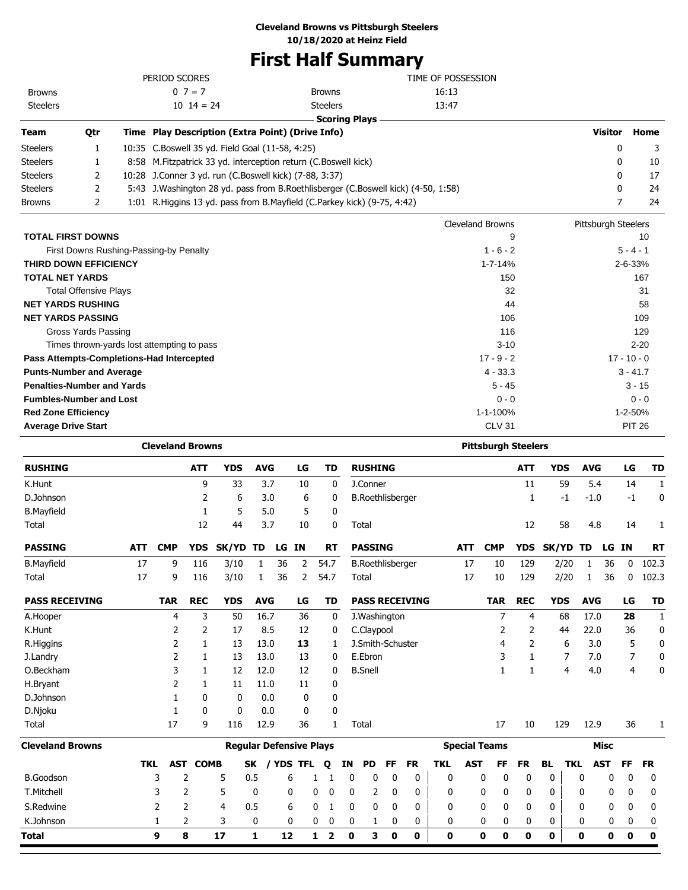**Cleveland Browns vs Pittsburgh Steelers**
**10/18/2020 at Heinz Field**

# First Half Summary

| PERIOD SCORES | | TIME OF POSSESSION | |
|---|---|---|---|
| Browns | 0 7 = 7 | Browns | 16:13 |
| Steelers | 10 14 = 24 | Steelers | 13:47 |

## Scoring Plays

| Team | Qtr | Time | Play Description (Extra Point) (Drive Info) | Visitor | Home |
|---|---|---|---|---|---|
| Steelers | 1 | 10:35 | C.Boswell 35 yd. Field Goal (11-58, 4:25) | 0 | 3 |
| Steelers | 1 | 8:58 | M.Fitzpatrick 33 yd. interception return (C.Boswell kick) | 0 | 10 |
| Steelers | 2 | 10:28 | J.Conner 3 yd. run (C.Boswell kick) (7-88, 3:37) | 0 | 17 |
| Steelers | 2 | 5:43 | J.Washington 28 yd. pass from B.Roethlisberger (C.Boswell kick) (4-50, 1:58) | 0 | 24 |
| Browns | 2 | 1:01 | R.Higgins 13 yd. pass from B.Mayfield (C.Parkey kick) (9-75, 4:42) | 7 | 24 |

| | Cleveland Browns | Pittsburgh Steelers |
|---|---|---|
| **TOTAL FIRST DOWNS** | 9 | 10 |
| First Downs Rushing-Passing-by Penalty | 1 - 6 - 2 | 5 - 4 - 1 |
| **THIRD DOWN EFFICIENCY** | 1-7-14% | 2-6-33% |
| **TOTAL NET YARDS** | 150 | 167 |
| Total Offensive Plays | 32 | 31 |
| **NET YARDS RUSHING** | 44 | 58 |
| **NET YARDS PASSING** | 106 | 109 |
| Gross Yards Passing | 116 | 129 |
| Times thrown-yards lost attempting to pass | 3-10 | 2-20 |
| **Pass Attempts-Completions-Had Intercepted** | 17 - 9 - 2 | 17 - 10 - 0 |
| **Punts-Number and Average** | 4 - 33.3 | 3 - 41.7 |
| **Penalties-Number and Yards** | 5 - 45 | 3 - 15 |
| **Fumbles-Number and Lost** | 0 - 0 | 0 - 0 |
| **Red Zone Efficiency** | 1-1-100% | 1-2-50% |
| **Average Drive Start** | CLV 31 | PIT 26 |

## Cleveland Browns

| RUSHING | ATT | YDS | AVG | LG | TD |
|---|---|---|---|---|---|
| K.Hunt | 9 | 33 | 3.7 | 10 | 0 |
| D.Johnson | 2 | 6 | 3.0 | 6 | 0 |
| B.Mayfield | 1 | 5 | 5.0 | 5 | 0 |
| Total | 12 | 44 | 3.7 | 10 | 0 |

| PASSING | ATT | CMP | YDS | SK/YD | TD | LG | IN | RT |
|---|---|---|---|---|---|---|---|---|
| B.Mayfield | 17 | 9 | 116 | 3/10 | 1 | 36 | 2 | 54.7 |
| Total | 17 | 9 | 116 | 3/10 | 1 | 36 | 2 | 54.7 |

| PASS RECEIVING | TAR | REC | YDS | AVG | LG | TD |
|---|---|---|---|---|---|---|
| A.Hooper | 4 | 3 | 50 | 16.7 | 36 | 0 |
| K.Hunt | 2 | 2 | 17 | 8.5 | 12 | 0 |
| R.Higgins | 2 | 1 | 13 | 13.0 | **13** | 1 |
| J.Landry | 2 | 1 | 13 | 13.0 | 13 | 0 |
| O.Beckham | 3 | 1 | 12 | 12.0 | 12 | 0 |
| H.Bryant | 2 | 1 | 11 | 11.0 | 11 | 0 |
| D.Johnson | 1 | 0 | 0 | 0.0 | 0 | 0 |
| D.Njoku | 1 | 0 | 0 | 0.0 | 0 | 0 |
| Total | 17 | 9 | 116 | 12.9 | 36 | 1 |

## Pittsburgh Steelers

| RUSHING | ATT | YDS | AVG | LG | TD |
|---|---|---|---|---|---|
| J.Conner | 11 | 59 | 5.4 | 14 | 1 |
| B.Roethlisberger | 1 | -1 | -1.0 | -1 | 0 |
| Total | 12 | 58 | 4.8 | 14 | 1 |

| PASSING | ATT | CMP | YDS | SK/YD | TD | LG | IN | RT |
|---|---|---|---|---|---|---|---|---|
| B.Roethlisberger | 17 | 10 | 129 | 2/20 | 1 | 36 | 0 | 102.3 |
| Total | 17 | 10 | 129 | 2/20 | 1 | 36 | 0 | 102.3 |

| PASS RECEIVING | TAR | REC | YDS | AVG | LG | TD |
|---|---|---|---|---|---|---|
| J.Washington | 7 | 4 | 68 | 17.0 | **28** | 1 |
| C.Claypool | 2 | 2 | 44 | 22.0 | 36 | 0 |
| J.Smith-Schuster | 4 | 2 | 6 | 3.0 | 5 | 0 |
| E.Ebron | 3 | 1 | 7 | 7.0 | 7 | 0 |
| B.Snell | 1 | 1 | 4 | 4.0 | 4 | 0 |
| Total | 17 | 10 | 129 | 12.9 | 36 | 1 |

## Cleveland Browns Defense

| | Regular Defensive Plays | | | | | | | | | | | Special Teams | | | | | Misc | | | |
|---|---|---|---|---|---|---|---|---|---|---|---|---|---|---|---|---|---|---|---|---|
| | TKL | AST | COMB | SK | / YDS | TFL | Q | IN | PD | FF | FR | TKL | AST | FF | FR | BL | TKL | AST | FF | FR |
| B.Goodson | 3 | 2 | 5 | 0.5 | 6 | 1 | 1 | 0 | 0 | 0 | 0 | 0 | 0 | 0 | 0 | 0 | 0 | 0 | 0 | 0 |
| T.Mitchell | 3 | 2 | 5 | 0 | 0 | 0 | 0 | 0 | 2 | 0 | 0 | 0 | 0 | 0 | 0 | 0 | 0 | 0 | 0 | 0 |
| S.Redwine | 2 | 2 | 4 | 0.5 | 6 | 0 | 1 | 0 | 0 | 0 | 0 | 0 | 0 | 0 | 0 | 0 | 0 | 0 | 0 | 0 |
| K.Johnson | 1 | 2 | 3 | 0 | 0 | 0 | 0 | 0 | 1 | 0 | 0 | 0 | 0 | 0 | 0 | 0 | 0 | 0 | 0 | 0 |
| **Total** | **9** | **8** | **17** | **1** | **12** | **1** | **2** | **0** | **3** | **0** | **0** | **0** | **0** | **0** | **0** | **0** | **0** | **0** | **0** | **0** |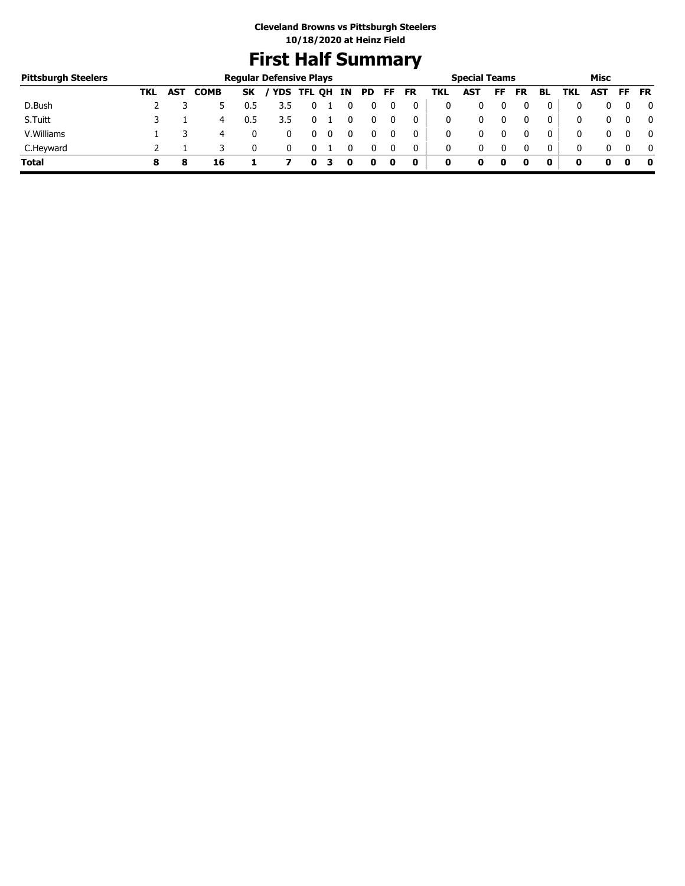**Cleveland Browns vs Pittsburgh Steelers**
**10/18/2020 at Heinz Field**

# First Half Summary

| Pittsburgh Steelers | Regular Defensive Plays | | | | | | | | | | | Special Teams | | | | | Misc | | | |
|---|---|---|---|---|---|---|---|---|---|---|---|---|---|---|---|---|---|---|---|---|
| | TKL | AST | COMB | SK | / YDS | TFL | QH | IN | PD | FF | FR | TKL | AST | FF | FR | BL | TKL | AST | FF | FR |
| D.Bush | 2 | 3 | 5 | 0.5 | 3.5 | 0 | 1 | 0 | 0 | 0 | 0 | 0 | 0 | 0 | 0 | 0 | 0 | 0 | 0 | 0 |
| S.Tuitt | 3 | 1 | 4 | 0.5 | 3.5 | 0 | 1 | 0 | 0 | 0 | 0 | 0 | 0 | 0 | 0 | 0 | 0 | 0 | 0 | 0 |
| V.Williams | 1 | 3 | 4 | 0 | 0 | 0 | 0 | 0 | 0 | 0 | 0 | 0 | 0 | 0 | 0 | 0 | 0 | 0 | 0 | 0 |
| C.Heyward | 2 | 1 | 3 | 0 | 0 | 0 | 1 | 0 | 0 | 0 | 0 | 0 | 0 | 0 | 0 | 0 | 0 | 0 | 0 | 0 |
| **Total** | **8** | **8** | **16** | **1** | **7** | **0** | **3** | **0** | **0** | **0** | **0** | **0** | **0** | **0** | **0** | **0** | **0** | **0** | **0** | **0** |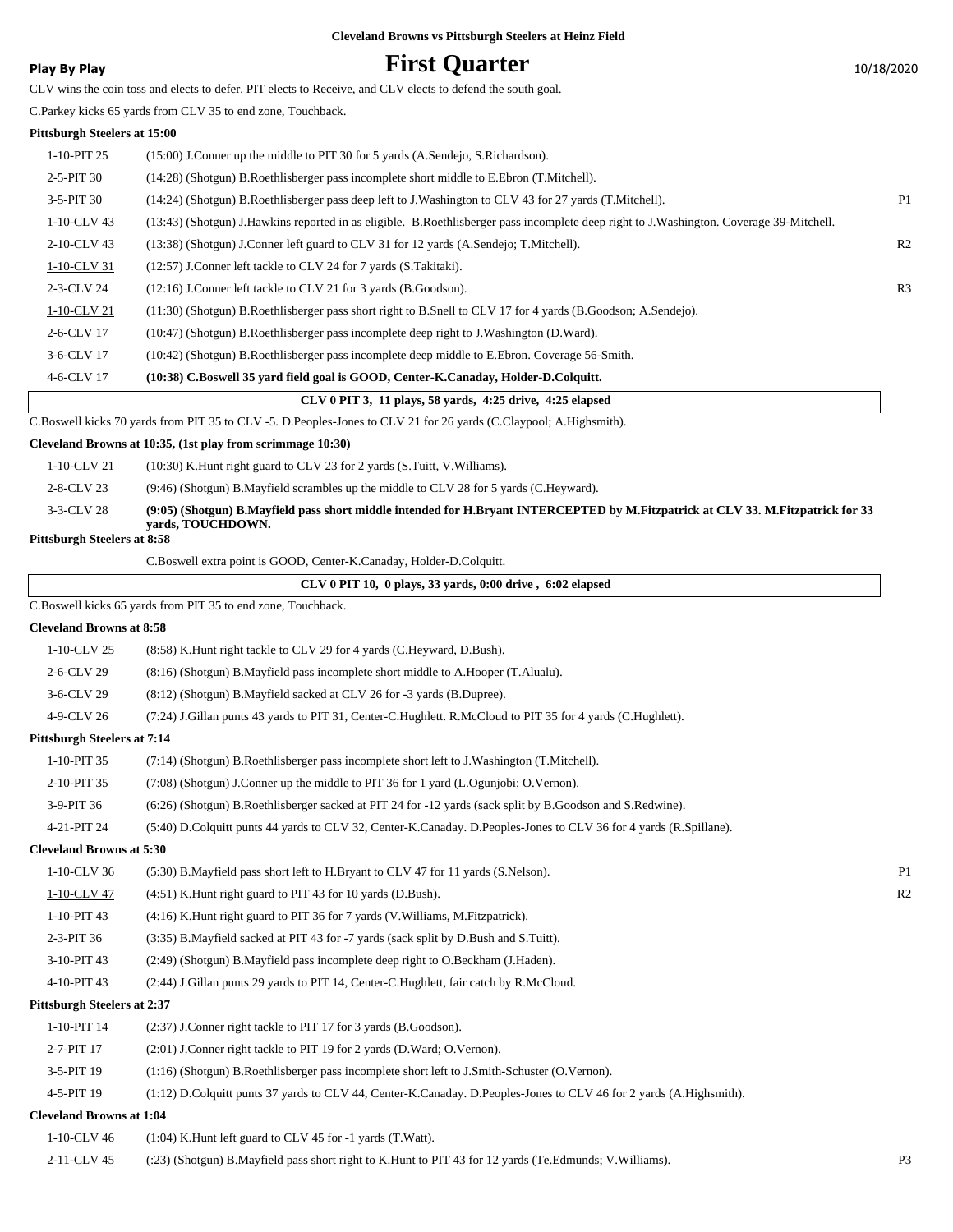**Cleveland Browns vs Pittsburgh Steelers at Heinz Field**

# First Quarter

**Play By Play** — 10/18/2020

CLV wins the coin toss and elects to defer. PIT elects to Receive, and CLV elects to defend the south goal.

C.Parkey kicks 65 yards from CLV 35 to end zone, Touchback.

**Pittsburgh Steelers at 15:00**

| Down | Play | |
|---|---|---|
| 1-10-PIT 25 | (15:00) J.Conner up the middle to PIT 30 for 5 yards (A.Sendejo, S.Richardson). | |
| 2-5-PIT 30 | (14:28) (Shotgun) B.Roethlisberger pass incomplete short middle to E.Ebron (T.Mitchell). | |
| 3-5-PIT 30 | (14:24) (Shotgun) B.Roethlisberger pass deep left to J.Washington to CLV 43 for 27 yards (T.Mitchell). | P1 |
| 1-10-CLV 43 | (13:43) (Shotgun) J.Hawkins reported in as eligible. B.Roethlisberger pass incomplete deep right to J.Washington. Coverage 39-Mitchell. | |
| 2-10-CLV 43 | (13:38) (Shotgun) J.Conner left guard to CLV 31 for 12 yards (A.Sendejo; T.Mitchell). | R2 |
| 1-10-CLV 31 | (12:57) J.Conner left tackle to CLV 24 for 7 yards (S.Takitaki). | |
| 2-3-CLV 24 | (12:16) J.Conner left tackle to CLV 21 for 3 yards (B.Goodson). | R3 |
| 1-10-CLV 21 | (11:30) (Shotgun) B.Roethlisberger pass short right to B.Snell to CLV 17 for 4 yards (B.Goodson; A.Sendejo). | |
| 2-6-CLV 17 | (10:47) (Shotgun) B.Roethlisberger pass incomplete deep right to J.Washington (D.Ward). | |
| 3-6-CLV 17 | (10:42) (Shotgun) B.Roethlisberger pass incomplete deep middle to E.Ebron. Coverage 56-Smith. | |
| 4-6-CLV 17 | **(10:38) C.Boswell 35 yard field goal is GOOD, Center-K.Canaday, Holder-D.Colquitt.** | |

**CLV 0 PIT 3, 11 plays, 58 yards, 4:25 drive, 4:25 elapsed**

C.Boswell kicks 70 yards from PIT 35 to CLV -5. D.Peoples-Jones to CLV 21 for 26 yards (C.Claypool; A.Highsmith).

**Cleveland Browns at 10:35, (1st play from scrimmage 10:30)**

| Down | Play | |
|---|---|---|
| 1-10-CLV 21 | (10:30) K.Hunt right guard to CLV 23 for 2 yards (S.Tuitt, V.Williams). | |
| 2-8-CLV 23 | (9:46) (Shotgun) B.Mayfield scrambles up the middle to CLV 28 for 5 yards (C.Heyward). | |
| 3-3-CLV 28 | **(9:05) (Shotgun) B.Mayfield pass short middle intended for H.Bryant INTERCEPTED by M.Fitzpatrick at CLV 33. M.Fitzpatrick for 33 yards, TOUCHDOWN.** | |

**Pittsburgh Steelers at 8:58**

C.Boswell extra point is GOOD, Center-K.Canaday, Holder-D.Colquitt.

**CLV 0 PIT 10, 0 plays, 33 yards, 0:00 drive , 6:02 elapsed**

C.Boswell kicks 65 yards from PIT 35 to end zone, Touchback.

**Cleveland Browns at 8:58**

| Down | Play | |
|---|---|---|
| 1-10-CLV 25 | (8:58) K.Hunt right tackle to CLV 29 for 4 yards (C.Heyward, D.Bush). | |
| 2-6-CLV 29 | (8:16) (Shotgun) B.Mayfield pass incomplete short middle to A.Hooper (T.Alualu). | |
| 3-6-CLV 29 | (8:12) (Shotgun) B.Mayfield sacked at CLV 26 for -3 yards (B.Dupree). | |
| 4-9-CLV 26 | (7:24) J.Gillan punts 43 yards to PIT 31, Center-C.Hughlett. R.McCloud to PIT 35 for 4 yards (C.Hughlett). | |

**Pittsburgh Steelers at 7:14**

| Down | Play | |
|---|---|---|
| 1-10-PIT 35 | (7:14) (Shotgun) B.Roethlisberger pass incomplete short left to J.Washington (T.Mitchell). | |
| 2-10-PIT 35 | (7:08) (Shotgun) J.Conner up the middle to PIT 36 for 1 yard (L.Ogunjobi; O.Vernon). | |
| 3-9-PIT 36 | (6:26) (Shotgun) B.Roethlisberger sacked at PIT 24 for -12 yards (sack split by B.Goodson and S.Redwine). | |
| 4-21-PIT 24 | (5:40) D.Colquitt punts 44 yards to CLV 32, Center-K.Canaday. D.Peoples-Jones to CLV 36 for 4 yards (R.Spillane). | |

**Cleveland Browns at 5:30**

| Down | Play | |
|---|---|---|
| 1-10-CLV 36 | (5:30) B.Mayfield pass short left to H.Bryant to CLV 47 for 11 yards (S.Nelson). | P1 |
| 1-10-CLV 47 | (4:51) K.Hunt right guard to PIT 43 for 10 yards (D.Bush). | R2 |
| 1-10-PIT 43 | (4:16) K.Hunt right guard to PIT 36 for 7 yards (V.Williams, M.Fitzpatrick). | |
| 2-3-PIT 36 | (3:35) B.Mayfield sacked at PIT 43 for -7 yards (sack split by D.Bush and S.Tuitt). | |
| 3-10-PIT 43 | (2:49) (Shotgun) B.Mayfield pass incomplete deep right to O.Beckham (J.Haden). | |
| 4-10-PIT 43 | (2:44) J.Gillan punts 29 yards to PIT 14, Center-C.Hughlett, fair catch by R.McCloud. | |

**Pittsburgh Steelers at 2:37**

| Down | Play | |
|---|---|---|
| 1-10-PIT 14 | (2:37) J.Conner right tackle to PIT 17 for 3 yards (B.Goodson). | |
| 2-7-PIT 17 | (2:01) J.Conner right tackle to PIT 19 for 2 yards (D.Ward; O.Vernon). | |
| 3-5-PIT 19 | (1:16) (Shotgun) B.Roethlisberger pass incomplete short left to J.Smith-Schuster (O.Vernon). | |
| 4-5-PIT 19 | (1:12) D.Colquitt punts 37 yards to CLV 44, Center-K.Canaday. D.Peoples-Jones to CLV 46 for 2 yards (A.Highsmith). | |

**Cleveland Browns at 1:04**

| Down | Play | |
|---|---|---|
| 1-10-CLV 46 | (1:04) K.Hunt left guard to CLV 45 for -1 yards (T.Watt). | |
| 2-11-CLV 45 | (:23) (Shotgun) B.Mayfield pass short right to K.Hunt to PIT 43 for 12 yards (Te.Edmunds; V.Williams). | P3 |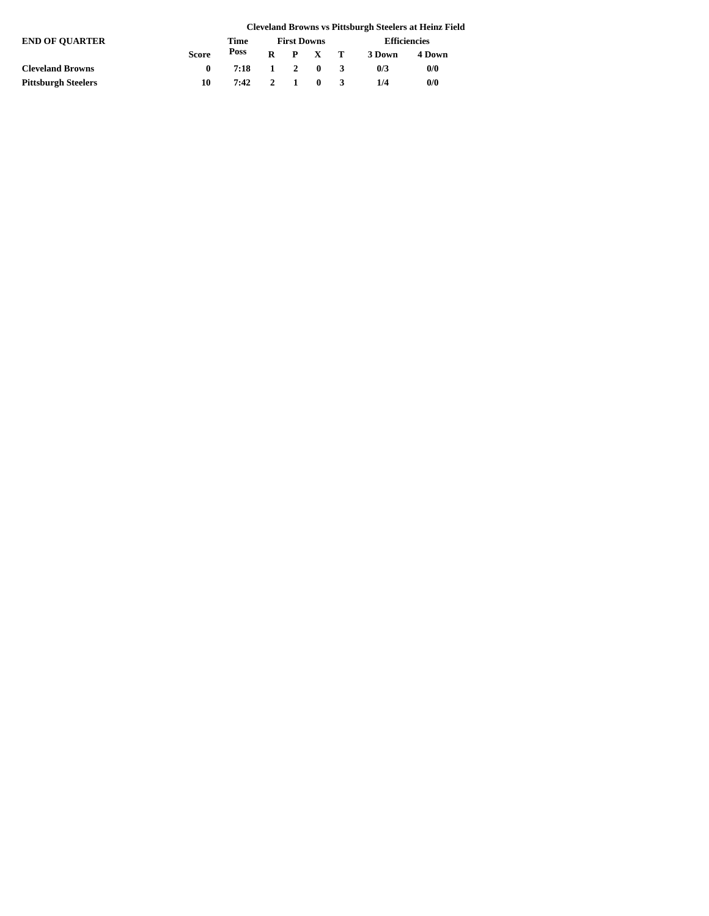**Cleveland Browns vs Pittsburgh Steelers at Heinz Field**

| END OF QUARTER | Score | Time Poss | First Downs | | | | Efficiencies | |
|---|---|---|---|---|---|---|---|---|
| | | | R | P | X | T | 3 Down | 4 Down |
| **Cleveland Browns** | 0 | 7:18 | 1 | 2 | 0 | 3 | 0/3 | 0/0 |
| **Pittsburgh Steelers** | 10 | 7:42 | 2 | 1 | 0 | 3 | 1/4 | 0/0 |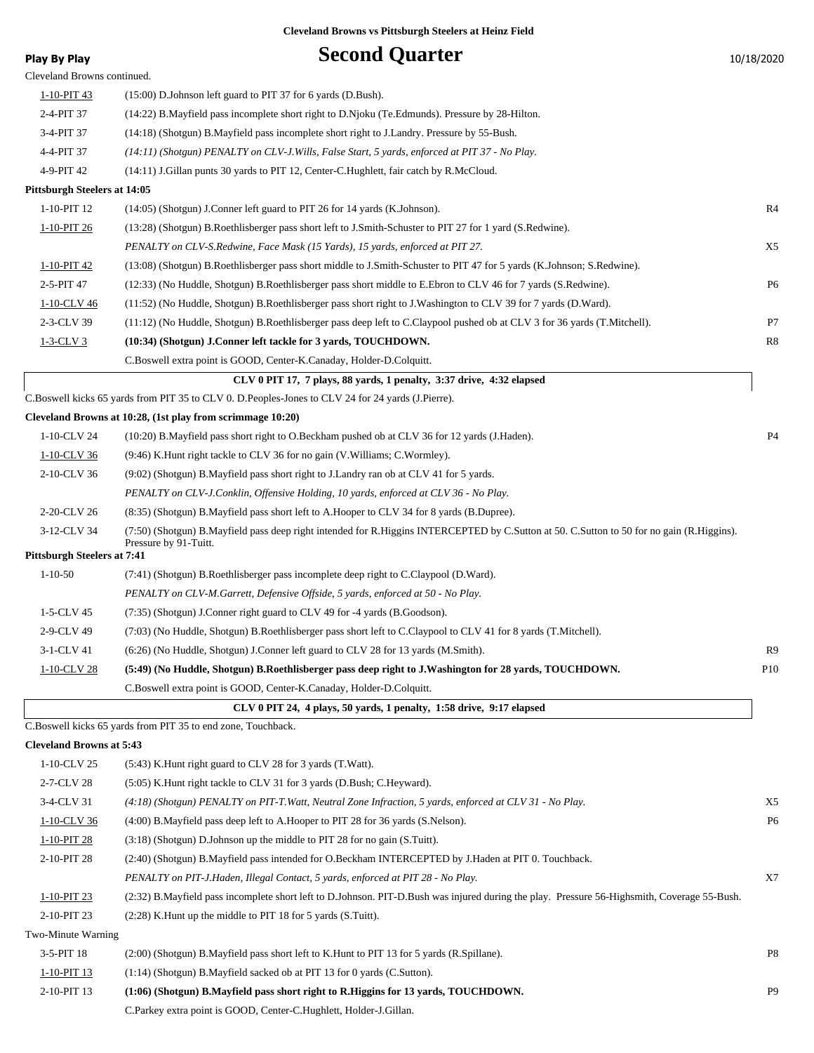**Cleveland Browns vs Pittsburgh Steelers at Heinz Field**

**Play By Play**

# Second Quarter

10/18/2020

Cleveland Browns continued.

| Down | Play | |
|---|---|---|
| 1-10-PIT 43 | (15:00) D.Johnson left guard to PIT 37 for 6 yards (D.Bush). | |
| 2-4-PIT 37 | (14:22) B.Mayfield pass incomplete short right to D.Njoku (Te.Edmunds). Pressure by 28-Hilton. | |
| 3-4-PIT 37 | (14:18) (Shotgun) B.Mayfield pass incomplete short right to J.Landry. Pressure by 55-Bush. | |
| 4-4-PIT 37 | *(14:11) (Shotgun) PENALTY on CLV-J.Wills, False Start, 5 yards, enforced at PIT 37 - No Play.* | |
| 4-9-PIT 42 | (14:11) J.Gillan punts 30 yards to PIT 12, Center-C.Hughlett, fair catch by R.McCloud. | |
| **Pittsburgh Steelers at 14:05** | | |
| 1-10-PIT 12 | (14:05) (Shotgun) J.Conner left guard to PIT 26 for 14 yards (K.Johnson). | R4 |
| 1-10-PIT 26 | (13:28) (Shotgun) B.Roethlisberger pass short left to J.Smith-Schuster to PIT 27 for 1 yard (S.Redwine). | |
| | *PENALTY on CLV-S.Redwine, Face Mask (15 Yards), 15 yards, enforced at PIT 27.* | X5 |
| 1-10-PIT 42 | (13:08) (Shotgun) B.Roethlisberger pass short middle to J.Smith-Schuster to PIT 47 for 5 yards (K.Johnson; S.Redwine). | |
| 2-5-PIT 47 | (12:33) (No Huddle, Shotgun) B.Roethlisberger pass short middle to E.Ebron to CLV 46 for 7 yards (S.Redwine). | P6 |
| 1-10-CLV 46 | (11:52) (No Huddle, Shotgun) B.Roethlisberger pass short right to J.Washington to CLV 39 for 7 yards (D.Ward). | |
| 2-3-CLV 39 | (11:12) (No Huddle, Shotgun) B.Roethlisberger pass deep left to C.Claypool pushed ob at CLV 3 for 36 yards (T.Mitchell). | P7 |
| **1-3-CLV 3** | **(10:34) (Shotgun) J.Conner left tackle for 3 yards, TOUCHDOWN.** | R8 |
| | C.Boswell extra point is GOOD, Center-K.Canaday, Holder-D.Colquitt. | |
| | **CLV 0 PIT 17, 7 plays, 88 yards, 1 penalty, 3:37 drive, 4:32 elapsed** | |
| | C.Boswell kicks 65 yards from PIT 35 to CLV 0. D.Peoples-Jones to CLV 24 for 24 yards (J.Pierre). | |
| **Cleveland Browns at 10:28, (1st play from scrimmage 10:20)** | | |
| 1-10-CLV 24 | (10:20) B.Mayfield pass short right to O.Beckham pushed ob at CLV 36 for 12 yards (J.Haden). | P4 |
| 1-10-CLV 36 | (9:46) K.Hunt right tackle to CLV 36 for no gain (V.Williams; C.Wormley). | |
| 2-10-CLV 36 | (9:02) (Shotgun) B.Mayfield pass short right to J.Landry ran ob at CLV 41 for 5 yards. | |
| | *PENALTY on CLV-J.Conklin, Offensive Holding, 10 yards, enforced at CLV 36 - No Play.* | |
| 2-20-CLV 26 | (8:35) (Shotgun) B.Mayfield pass short left to A.Hooper to CLV 34 for 8 yards (B.Dupree). | |
| 3-12-CLV 34 | (7:50) (Shotgun) B.Mayfield pass deep right intended for R.Higgins INTERCEPTED by C.Sutton at 50. C.Sutton to 50 for no gain (R.Higgins). Pressure by 91-Tuitt. | |
| **Pittsburgh Steelers at 7:41** | | |
| 1-10-50 | (7:41) (Shotgun) B.Roethlisberger pass incomplete deep right to C.Claypool (D.Ward). | |
| | *PENALTY on CLV-M.Garrett, Defensive Offside, 5 yards, enforced at 50 - No Play.* | |
| 1-5-CLV 45 | (7:35) (Shotgun) J.Conner right guard to CLV 49 for -4 yards (B.Goodson). | |
| 2-9-CLV 49 | (7:03) (No Huddle, Shotgun) B.Roethlisberger pass short left to C.Claypool to CLV 41 for 8 yards (T.Mitchell). | |
| 3-1-CLV 41 | (6:26) (No Huddle, Shotgun) J.Conner left guard to CLV 28 for 13 yards (M.Smith). | R9 |
| 1-10-CLV 28 | **(5:49) (No Huddle, Shotgun) B.Roethlisberger pass deep right to J.Washington for 28 yards, TOUCHDOWN.** | P10 |
| | C.Boswell extra point is GOOD, Center-K.Canaday, Holder-D.Colquitt. | |
| | **CLV 0 PIT 24, 4 plays, 50 yards, 1 penalty, 1:58 drive, 9:17 elapsed** | |
| | C.Boswell kicks 65 yards from PIT 35 to end zone, Touchback. | |
| **Cleveland Browns at 5:43** | | |
| 1-10-CLV 25 | (5:43) K.Hunt right guard to CLV 28 for 3 yards (T.Watt). | |
| 2-7-CLV 28 | (5:05) K.Hunt right tackle to CLV 31 for 3 yards (D.Bush; C.Heyward). | |
| 3-4-CLV 31 | *(4:18) (Shotgun) PENALTY on PIT-T.Watt, Neutral Zone Infraction, 5 yards, enforced at CLV 31 - No Play.* | X5 |
| 1-10-CLV 36 | (4:00) B.Mayfield pass deep left to A.Hooper to PIT 28 for 36 yards (S.Nelson). | P6 |
| 1-10-PIT 28 | (3:18) (Shotgun) D.Johnson up the middle to PIT 28 for no gain (S.Tuitt). | |
| 2-10-PIT 28 | (2:40) (Shotgun) B.Mayfield pass intended for O.Beckham INTERCEPTED by J.Haden at PIT 0. Touchback. | |
| | *PENALTY on PIT-J.Haden, Illegal Contact, 5 yards, enforced at PIT 28 - No Play.* | X7 |
| 1-10-PIT 23 | (2:32) B.Mayfield pass incomplete short left to D.Johnson. PIT-D.Bush was injured during the play. Pressure 56-Highsmith, Coverage 55-Bush. | |
| 2-10-PIT 23 | (2:28) K.Hunt up the middle to PIT 18 for 5 yards (S.Tuitt). | |
| Two-Minute Warning | | |
| 3-5-PIT 18 | (2:00) (Shotgun) B.Mayfield pass short left to K.Hunt to PIT 13 for 5 yards (R.Spillane). | P8 |
| 1-10-PIT 13 | (1:14) (Shotgun) B.Mayfield sacked ob at PIT 13 for 0 yards (C.Sutton). | |
| 2-10-PIT 13 | **(1:06) (Shotgun) B.Mayfield pass short right to R.Higgins for 13 yards, TOUCHDOWN.** | P9 |
| | C.Parkey extra point is GOOD, Center-C.Hughlett, Holder-J.Gillan. | |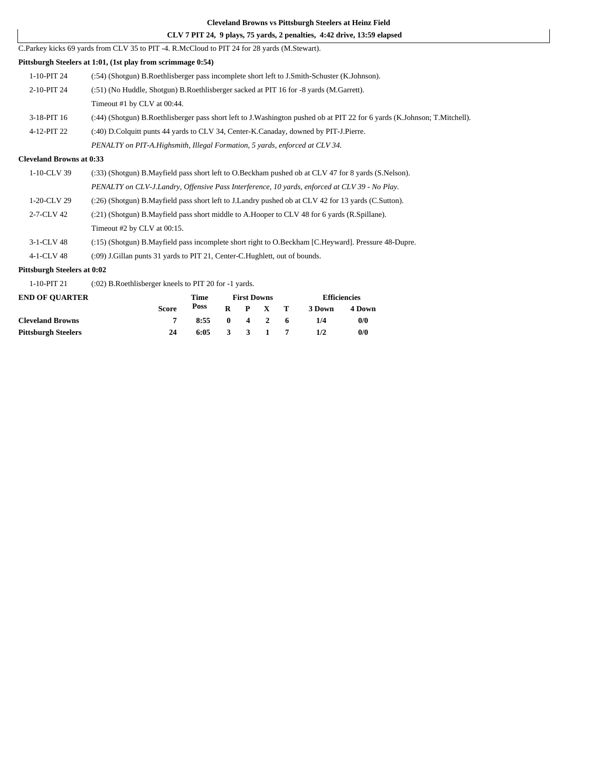**Cleveland Browns vs Pittsburgh Steelers at Heinz Field**

**CLV 7 PIT 24, 9 plays, 75 yards, 2 penalties, 4:42 drive, 13:59 elapsed**

C.Parkey kicks 69 yards from CLV 35 to PIT -4. R.McCloud to PIT 24 for 28 yards (M.Stewart).

**Pittsburgh Steelers at 1:01, (1st play from scrimmage 0:54)**

| | |
|---|---|
| 1-10-PIT 24 | (:54) (Shotgun) B.Roethlisberger pass incomplete short left to J.Smith-Schuster (K.Johnson). |
| 2-10-PIT 24 | (:51) (No Huddle, Shotgun) B.Roethlisberger sacked at PIT 16 for -8 yards (M.Garrett). |
| | Timeout #1 by CLV at 00:44. |
| 3-18-PIT 16 | (:44) (Shotgun) B.Roethlisberger pass short left to J.Washington pushed ob at PIT 22 for 6 yards (K.Johnson; T.Mitchell). |
| 4-12-PIT 22 | (:40) D.Colquitt punts 44 yards to CLV 34, Center-K.Canaday, downed by PIT-J.Pierre. |
| | *PENALTY on PIT-A.Highsmith, Illegal Formation, 5 yards, enforced at CLV 34.* |

**Cleveland Browns at 0:33**

| | |
|---|---|
| 1-10-CLV 39 | (:33) (Shotgun) B.Mayfield pass short left to O.Beckham pushed ob at CLV 47 for 8 yards (S.Nelson). |
| | *PENALTY on CLV-J.Landry, Offensive Pass Interference, 10 yards, enforced at CLV 39 - No Play.* |
| 1-20-CLV 29 | (:26) (Shotgun) B.Mayfield pass short left to J.Landry pushed ob at CLV 42 for 13 yards (C.Sutton). |
| 2-7-CLV 42 | (:21) (Shotgun) B.Mayfield pass short middle to A.Hooper to CLV 48 for 6 yards (R.Spillane). |
| | Timeout #2 by CLV at 00:15. |
| 3-1-CLV 48 | (:15) (Shotgun) B.Mayfield pass incomplete short right to O.Beckham [C.Heyward]. Pressure 48-Dupre. |
| 4-1-CLV 48 | (:09) J.Gillan punts 31 yards to PIT 21, Center-C.Hughlett, out of bounds. |

**Pittsburgh Steelers at 0:02**

| | |
|---|---|
| 1-10-PIT 21 | (:02) B.Roethlisberger kneels to PIT 20 for -1 yards. |

| END OF QUARTER | Score | Time Poss | First Downs R | P | X | T | Efficiencies 3 Down | 4 Down |
|---|---|---|---|---|---|---|---|---|
| **Cleveland Browns** | 7 | 8:55 | 0 | 4 | 2 | 6 | 1/4 | 0/0 |
| **Pittsburgh Steelers** | 24 | 6:05 | 3 | 3 | 1 | 7 | 1/2 | 0/0 |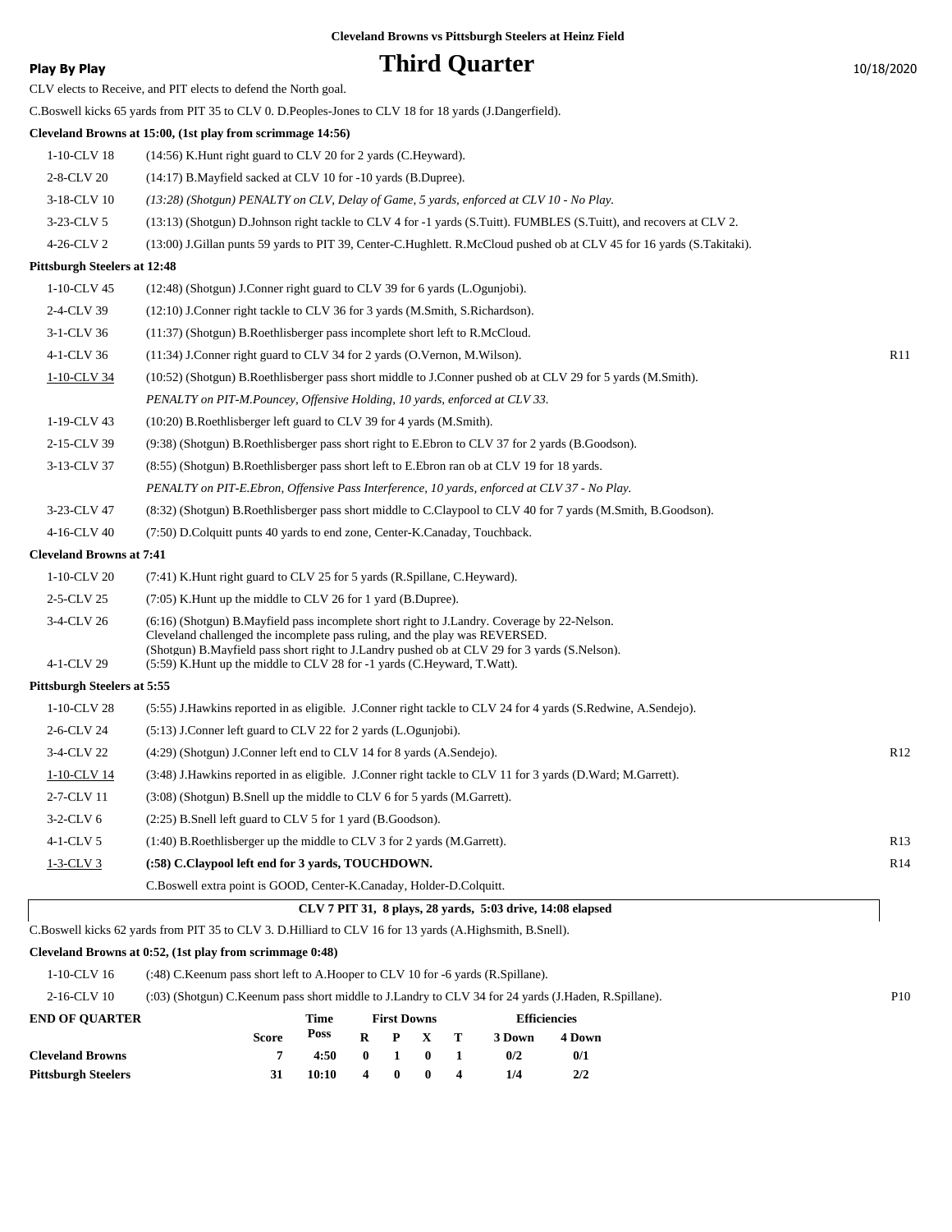**Cleveland Browns vs Pittsburgh Steelers at Heinz Field**

**Play By Play**

# Third Quarter

10/18/2020

CLV elects to Receive, and PIT elects to defend the North goal.

C.Boswell kicks 65 yards from PIT 35 to CLV 0. D.Peoples-Jones to CLV 18 for 18 yards (J.Dangerfield).

**Cleveland Browns at 15:00, (1st play from scrimmage 14:56)**

| | | |
|---|---|---|
| 1-10-CLV 18 | (14:56) K.Hunt right guard to CLV 20 for 2 yards (C.Heyward). | |
| 2-8-CLV 20 | (14:17) B.Mayfield sacked at CLV 10 for -10 yards (B.Dupree). | |
| 3-18-CLV 10 | *(13:28) (Shotgun) PENALTY on CLV, Delay of Game, 5 yards, enforced at CLV 10 - No Play.* | |
| 3-23-CLV 5 | (13:13) (Shotgun) D.Johnson right tackle to CLV 4 for -1 yards (S.Tuitt). FUMBLES (S.Tuitt), and recovers at CLV 2. | |
| 4-26-CLV 2 | (13:00) J.Gillan punts 59 yards to PIT 39, Center-C.Hughlett. R.McCloud pushed ob at CLV 45 for 16 yards (S.Takitaki). | |

**Pittsburgh Steelers at 12:48**

| | | |
|---|---|---|
| 1-10-CLV 45 | (12:48) (Shotgun) J.Conner right guard to CLV 39 for 6 yards (L.Ogunjobi). | |
| 2-4-CLV 39 | (12:10) J.Conner right tackle to CLV 36 for 3 yards (M.Smith, S.Richardson). | |
| 3-1-CLV 36 | (11:37) (Shotgun) B.Roethlisberger pass incomplete short left to R.McCloud. | |
| 4-1-CLV 36 | (11:34) J.Conner right guard to CLV 34 for 2 yards (O.Vernon, M.Wilson). | R11 |
| 1-10-CLV 34 | (10:52) (Shotgun) B.Roethlisberger pass short middle to J.Conner pushed ob at CLV 29 for 5 yards (M.Smith). | |
| | *PENALTY on PIT-M.Pouncey, Offensive Holding, 10 yards, enforced at CLV 33.* | |
| 1-19-CLV 43 | (10:20) B.Roethlisberger left guard to CLV 39 for 4 yards (M.Smith). | |
| 2-15-CLV 39 | (9:38) (Shotgun) B.Roethlisberger pass short right to E.Ebron to CLV 37 for 2 yards (B.Goodson). | |
| 3-13-CLV 37 | (8:55) (Shotgun) B.Roethlisberger pass short left to E.Ebron ran ob at CLV 19 for 18 yards. | |
| | *PENALTY on PIT-E.Ebron, Offensive Pass Interference, 10 yards, enforced at CLV 37 - No Play.* | |
| 3-23-CLV 47 | (8:32) (Shotgun) B.Roethlisberger pass short middle to C.Claypool to CLV 40 for 7 yards (M.Smith, B.Goodson). | |
| 4-16-CLV 40 | (7:50) D.Colquitt punts 40 yards to end zone, Center-K.Canaday, Touchback. | |

**Cleveland Browns at 7:41**

| | | |
|---|---|---|
| 1-10-CLV 20 | (7:41) K.Hunt right guard to CLV 25 for 5 yards (R.Spillane, C.Heyward). | |
| 2-5-CLV 25 | (7:05) K.Hunt up the middle to CLV 26 for 1 yard (B.Dupree). | |
| 3-4-CLV 26 | (6:16) (Shotgun) B.Mayfield pass incomplete short right to J.Landry. Coverage by 22-Nelson. Cleveland challenged the incomplete pass ruling, and the play was REVERSED. (Shotgun) B.Mayfield pass short right to J.Landry pushed ob at CLV 29 for 3 yards (S.Nelson). | |
| 4-1-CLV 29 | (5:59) K.Hunt up the middle to CLV 28 for -1 yards (C.Heyward, T.Watt). | |

**Pittsburgh Steelers at 5:55**

| | | |
|---|---|---|
| 1-10-CLV 28 | (5:55) J.Hawkins reported in as eligible. J.Conner right tackle to CLV 24 for 4 yards (S.Redwine, A.Sendejo). | |
| 2-6-CLV 24 | (5:13) J.Conner left guard to CLV 22 for 2 yards (L.Ogunjobi). | |
| 3-4-CLV 22 | (4:29) (Shotgun) J.Conner left end to CLV 14 for 8 yards (A.Sendejo). | R12 |
| 1-10-CLV 14 | (3:48) J.Hawkins reported in as eligible. J.Conner right tackle to CLV 11 for 3 yards (D.Ward; M.Garrett). | |
| 2-7-CLV 11 | (3:08) (Shotgun) B.Snell up the middle to CLV 6 for 5 yards (M.Garrett). | |
| 3-2-CLV 6 | (2:25) B.Snell left guard to CLV 5 for 1 yard (B.Goodson). | |
| 4-1-CLV 5 | (1:40) B.Roethlisberger up the middle to CLV 3 for 2 yards (M.Garrett). | R13 |
| 1-3-CLV 3 | **(:58) C.Claypool left end for 3 yards, TOUCHDOWN.** | R14 |
| | C.Boswell extra point is GOOD, Center-K.Canaday, Holder-D.Colquitt. | |

**CLV 7 PIT 31, 8 plays, 28 yards, 5:03 drive, 14:08 elapsed**

C.Boswell kicks 62 yards from PIT 35 to CLV 3. D.Hilliard to CLV 16 for 13 yards (A.Highsmith, B.Snell).

**Cleveland Browns at 0:52, (1st play from scrimmage 0:48)**

| | | |
|---|---|---|
| 1-10-CLV 16 | (:48) C.Keenum pass short left to A.Hooper to CLV 10 for -6 yards (R.Spillane). | |
| 2-16-CLV 10 | (:03) (Shotgun) C.Keenum pass short middle to J.Landry to CLV 34 for 24 yards (J.Haden, R.Spillane). | P10 |

| END OF QUARTER | Score | Time Poss | First Downs R | P | X | T | Efficiencies 3 Down | 4 Down |
|---|---|---|---|---|---|---|---|---|
| Cleveland Browns | 7 | 4:50 | 0 | 1 | 0 | 1 | 0/2 | 0/1 |
| Pittsburgh Steelers | 31 | 10:10 | 4 | 0 | 0 | 4 | 1/4 | 2/2 |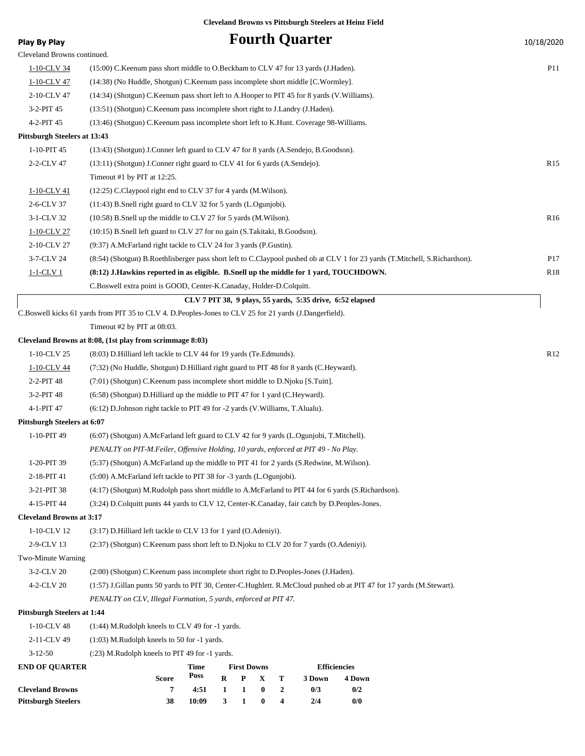**Cleveland Browns vs Pittsburgh Steelers at Heinz Field**

**Play By Play**

# Fourth Quarter

10/18/2020

Cleveland Browns continued.

| Down | Play | |
|---|---|---|
| 1-10-CLV 34 | (15:00) C.Keenum pass short middle to O.Beckham to CLV 47 for 13 yards (J.Haden). | P11 |
| 1-10-CLV 47 | (14:38) (No Huddle, Shotgun) C.Keenum pass incomplete short middle [C.Wormley]. | |
| 2-10-CLV 47 | (14:34) (Shotgun) C.Keenum pass short left to A.Hooper to PIT 45 for 8 yards (V.Williams). | |
| 3-2-PIT 45 | (13:51) (Shotgun) C.Keenum pass incomplete short right to J.Landry (J.Haden). | |
| 4-2-PIT 45 | (13:46) (Shotgun) C.Keenum pass incomplete short left to K.Hunt. Coverage 98-Williams. | |

**Pittsburgh Steelers at 13:43**

| Down | Play | |
|---|---|---|
| 1-10-PIT 45 | (13:43) (Shotgun) J.Conner left guard to CLV 47 for 8 yards (A.Sendejo, B.Goodson). | |
| 2-2-CLV 47 | (13:11) (Shotgun) J.Conner right guard to CLV 41 for 6 yards (A.Sendejo). | R15 |
| | Timeout #1 by PIT at 12:25. | |
| 1-10-CLV 41 | (12:25) C.Claypool right end to CLV 37 for 4 yards (M.Wilson). | |
| 2-6-CLV 37 | (11:43) B.Snell right guard to CLV 32 for 5 yards (L.Ogunjobi). | |
| 3-1-CLV 32 | (10:58) B.Snell up the middle to CLV 27 for 5 yards (M.Wilson). | R16 |
| 1-10-CLV 27 | (10:15) B.Snell left guard to CLV 27 for no gain (S.Takitaki, B.Goodson). | |
| 2-10-CLV 27 | (9:37) A.McFarland right tackle to CLV 24 for 3 yards (P.Gustin). | |
| 3-7-CLV 24 | (8:54) (Shotgun) B.Roethlisberger pass short left to C.Claypool pushed ob at CLV 1 for 23 yards (T.Mitchell, S.Richardson). | P17 |
| 1-1-CLV 1 | **(8:12) J.Hawkins reported in as eligible. B.Snell up the middle for 1 yard, TOUCHDOWN.** | R18 |
| | C.Boswell extra point is GOOD, Center-K.Canaday, Holder-D.Colquitt. | |

**CLV 7 PIT 38, 9 plays, 55 yards, 5:35 drive, 6:52 elapsed**

C.Boswell kicks 61 yards from PIT 35 to CLV 4. D.Peoples-Jones to CLV 25 for 21 yards (J.Dangerfield).

Timeout #2 by PIT at 08:03.

**Cleveland Browns at 8:08, (1st play from scrimmage 8:03)**

| Down | Play | |
|---|---|---|
| 1-10-CLV 25 | (8:03) D.Hilliard left tackle to CLV 44 for 19 yards (Te.Edmunds). | R12 |
| 1-10-CLV 44 | (7:32) (No Huddle, Shotgun) D.Hilliard right guard to PIT 48 for 8 yards (C.Heyward). | |
| 2-2-PIT 48 | (7:01) (Shotgun) C.Keenum pass incomplete short middle to D.Njoku [S.Tuitt]. | |
| 3-2-PIT 48 | (6:58) (Shotgun) D.Hilliard up the middle to PIT 47 for 1 yard (C.Heyward). | |
| 4-1-PIT 47 | (6:12) D.Johnson right tackle to PIT 49 for -2 yards (V.Williams, T.Alualu). | |

**Pittsburgh Steelers at 6:07**

| Down | Play | |
|---|---|---|
| 1-10-PIT 49 | (6:07) (Shotgun) A.McFarland left guard to CLV 42 for 9 yards (L.Ogunjobi, T.Mitchell). | |
| | *PENALTY on PIT-M.Feiler, Offensive Holding, 10 yards, enforced at PIT 49 - No Play.* | |
| 1-20-PIT 39 | (5:37) (Shotgun) A.McFarland up the middle to PIT 41 for 2 yards (S.Redwine, M.Wilson). | |
| 2-18-PIT 41 | (5:00) A.McFarland left tackle to PIT 38 for -3 yards (L.Ogunjobi). | |
| 3-21-PIT 38 | (4:17) (Shotgun) M.Rudolph pass short middle to A.McFarland to PIT 44 for 6 yards (S.Richardson). | |
| 4-15-PIT 44 | (3:24) D.Colquitt punts 44 yards to CLV 12, Center-K.Canaday, fair catch by D.Peoples-Jones. | |

**Cleveland Browns at 3:17**

| Down | Play | |
|---|---|---|
| 1-10-CLV 12 | (3:17) D.Hilliard left tackle to CLV 13 for 1 yard (O.Adeniyi). | |
| 2-9-CLV 13 | (2:37) (Shotgun) C.Keenum pass short left to D.Njoku to CLV 20 for 7 yards (O.Adeniyi). | |
| | Two-Minute Warning | |
| 3-2-CLV 20 | (2:00) (Shotgun) C.Keenum pass incomplete short right to D.Peoples-Jones (J.Haden). | |
| 4-2-CLV 20 | (1:57) J.Gillan punts 50 yards to PIT 30, Center-C.Hughlett. R.McCloud pushed ob at PIT 47 for 17 yards (M.Stewart). | |
| | *PENALTY on CLV, Illegal Formation, 5 yards, enforced at PIT 47.* | |

**Pittsburgh Steelers at 1:44**

| Down | Play |
|---|---|
| 1-10-CLV 48 | (1:44) M.Rudolph kneels to CLV 49 for -1 yards. |
| 2-11-CLV 49 | (1:03) M.Rudolph kneels to 50 for -1 yards. |
| 3-12-50 | (:23) M.Rudolph kneels to PIT 49 for -1 yards. |

| END OF QUARTER | Score | Time Poss | First Downs R | P | X | T | Efficiencies 3 Down | 4 Down |
|---|---|---|---|---|---|---|---|---|
| **Cleveland Browns** | 7 | 4:51 | 1 | 1 | 0 | 2 | 0/3 | 0/2 |
| **Pittsburgh Steelers** | 38 | 10:09 | 3 | 1 | 0 | 4 | 2/4 | 0/0 |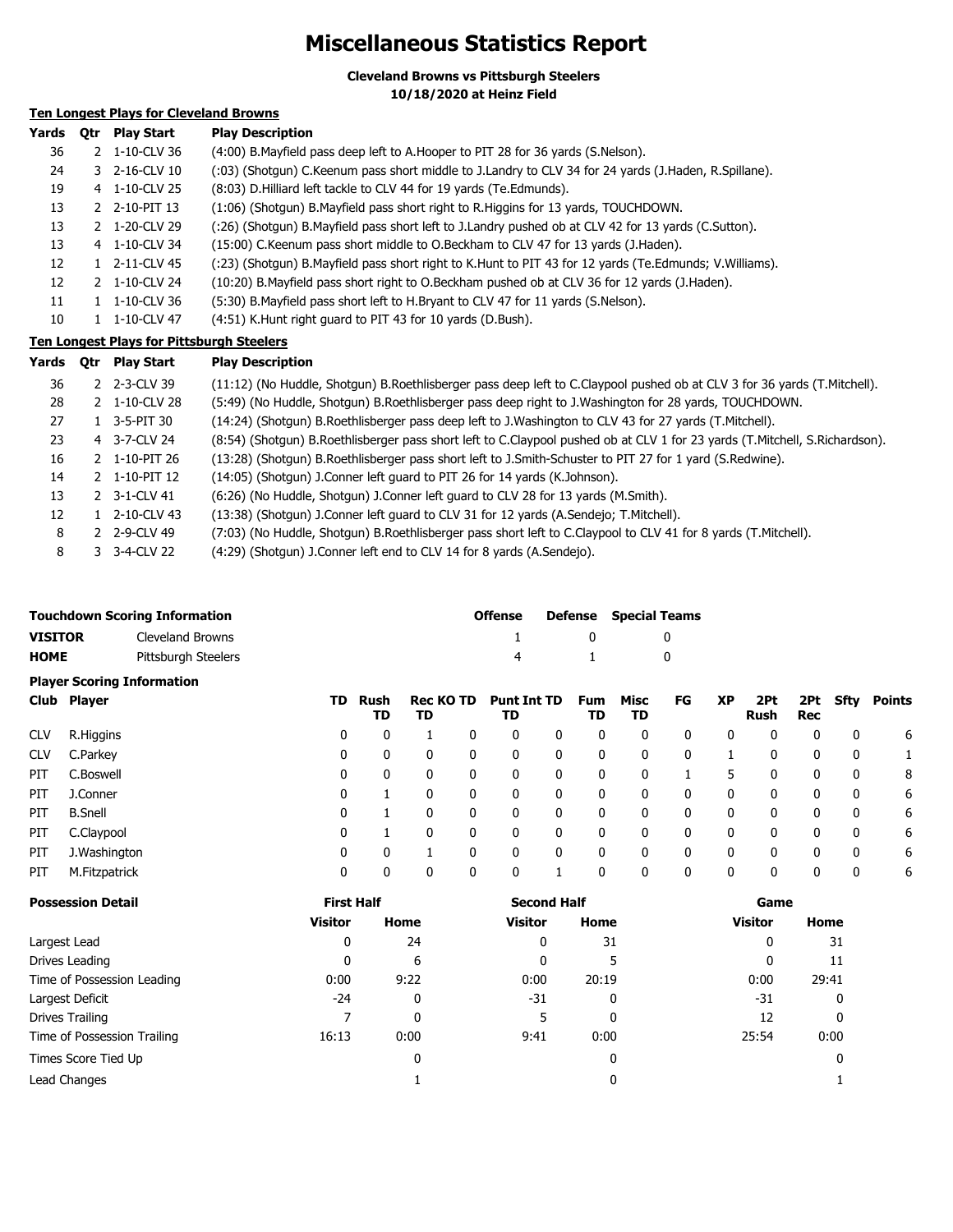# Miscellaneous Statistics Report

**Cleveland Browns vs Pittsburgh Steelers**
**10/18/2020 at Heinz Field**

## Ten Longest Plays for Cleveland Browns

| Yards | Qtr | Play Start | Play Description |
|---|---|---|---|
| 36 | 2 | 1-10-CLV 36 | (4:00) B.Mayfield pass deep left to A.Hooper to PIT 28 for 36 yards (S.Nelson). |
| 24 | 3 | 2-16-CLV 10 | (:03) (Shotgun) C.Keenum pass short middle to J.Landry to CLV 34 for 24 yards (J.Haden, R.Spillane). |
| 19 | 4 | 1-10-CLV 25 | (8:03) D.Hilliard left tackle to CLV 44 for 19 yards (Te.Edmunds). |
| 13 | 2 | 2-10-PIT 13 | (1:06) (Shotgun) B.Mayfield pass short right to R.Higgins for 13 yards, TOUCHDOWN. |
| 13 | 2 | 1-20-CLV 29 | (:26) (Shotgun) B.Mayfield pass short left to J.Landry pushed ob at CLV 42 for 13 yards (C.Sutton). |
| 13 | 4 | 1-10-CLV 34 | (15:00) C.Keenum pass short middle to O.Beckham to CLV 47 for 13 yards (J.Haden). |
| 12 | 1 | 2-11-CLV 45 | (:23) (Shotgun) B.Mayfield pass short right to K.Hunt to PIT 43 for 12 yards (Te.Edmunds; V.Williams). |
| 12 | 2 | 1-10-CLV 24 | (10:20) B.Mayfield pass short right to O.Beckham pushed ob at CLV 36 for 12 yards (J.Haden). |
| 11 | 1 | 1-10-CLV 36 | (5:30) B.Mayfield pass short left to H.Bryant to CLV 47 for 11 yards (S.Nelson). |
| 10 | 1 | 1-10-CLV 47 | (4:51) K.Hunt right guard to PIT 43 for 10 yards (D.Bush). |

## Ten Longest Plays for Pittsburgh Steelers

| Yards | Qtr | Play Start | Play Description |
|---|---|---|---|
| 36 | 2 | 2-3-CLV 39 | (11:12) (No Huddle, Shotgun) B.Roethlisberger pass deep left to C.Claypool pushed ob at CLV 3 for 36 yards (T.Mitchell). |
| 28 | 2 | 1-10-CLV 28 | (5:49) (No Huddle, Shotgun) B.Roethlisberger pass deep right to J.Washington for 28 yards, TOUCHDOWN. |
| 27 | 1 | 3-5-PIT 30 | (14:24) (Shotgun) B.Roethlisberger pass deep left to J.Washington to CLV 43 for 27 yards (T.Mitchell). |
| 23 | 4 | 3-7-CLV 24 | (8:54) (Shotgun) B.Roethlisberger pass short left to C.Claypool pushed ob at CLV 1 for 23 yards (T.Mitchell, S.Richardson). |
| 16 | 2 | 1-10-PIT 26 | (13:28) (Shotgun) B.Roethlisberger pass short left to J.Smith-Schuster to PIT 27 for 1 yard (S.Redwine). |
| 14 | 2 | 1-10-PIT 12 | (14:05) (Shotgun) J.Conner left guard to PIT 26 for 14 yards (K.Johnson). |
| 13 | 2 | 3-1-CLV 41 | (6:26) (No Huddle, Shotgun) J.Conner left guard to CLV 28 for 13 yards (M.Smith). |
| 12 | 1 | 2-10-CLV 43 | (13:38) (Shotgun) J.Conner left guard to CLV 31 for 12 yards (A.Sendejo; T.Mitchell). |
| 8 | 2 | 2-9-CLV 49 | (7:03) (No Huddle, Shotgun) B.Roethlisberger pass short left to C.Claypool to CLV 41 for 8 yards (T.Mitchell). |
| 8 | 3 | 3-4-CLV 22 | (4:29) (Shotgun) J.Conner left end to CLV 14 for 8 yards (A.Sendejo). |

## Touchdown Scoring Information

| | | Offense | Defense | Special Teams |
|---|---|---|---|---|
| **VISITOR** | Cleveland Browns | 1 | 0 | 0 |
| **HOME** | Pittsburgh Steelers | 4 | 1 | 0 |

## Player Scoring Information

| Club | Player | TD | Rush TD | Rec TD | KO TD | Punt TD | Int TD | Fum TD | Misc TD | FG | XP | 2Pt Rush | 2Pt Rec | Sfty | Points |
|---|---|---|---|---|---|---|---|---|---|---|---|---|---|---|---|
| CLV | R.Higgins | 0 | 0 | 1 | 0 | 0 | 0 | 0 | 0 | 0 | 0 | 0 | 0 | 0 | 6 |
| CLV | C.Parkey | 0 | 0 | 0 | 0 | 0 | 0 | 0 | 0 | 0 | 1 | 0 | 0 | 0 | 1 |
| PIT | C.Boswell | 0 | 0 | 0 | 0 | 0 | 0 | 0 | 0 | 1 | 5 | 0 | 0 | 0 | 8 |
| PIT | J.Conner | 0 | 1 | 0 | 0 | 0 | 0 | 0 | 0 | 0 | 0 | 0 | 0 | 0 | 6 |
| PIT | B.Snell | 0 | 1 | 0 | 0 | 0 | 0 | 0 | 0 | 0 | 0 | 0 | 0 | 0 | 6 |
| PIT | C.Claypool | 0 | 1 | 0 | 0 | 0 | 0 | 0 | 0 | 0 | 0 | 0 | 0 | 0 | 6 |
| PIT | J.Washington | 0 | 0 | 1 | 0 | 0 | 0 | 0 | 0 | 0 | 0 | 0 | 0 | 0 | 6 |
| PIT | M.Fitzpatrick | 0 | 0 | 0 | 0 | 0 | 1 | 0 | 0 | 0 | 0 | 0 | 0 | 0 | 6 |

## Possession Detail

| | First Half Visitor | First Half Home | Second Half Visitor | Second Half Home | Game Visitor | Game Home |
|---|---|---|---|---|---|---|
| Largest Lead | 0 | 24 | 0 | 31 | 0 | 31 |
| Drives Leading | 0 | 6 | 0 | 5 | 0 | 11 |
| Time of Possession Leading | 0:00 | 9:22 | 0:00 | 20:19 | 0:00 | 29:41 |
| Largest Deficit | -24 | 0 | -31 | 0 | -31 | 0 |
| Drives Trailing | 7 | 0 | 5 | 0 | 12 | 0 |
| Time of Possession Trailing | 16:13 | 0:00 | 9:41 | 0:00 | 25:54 | 0:00 |
| Times Score Tied Up | | 0 | | 0 | | 0 |
| Lead Changes | | 1 | | 0 | | 1 |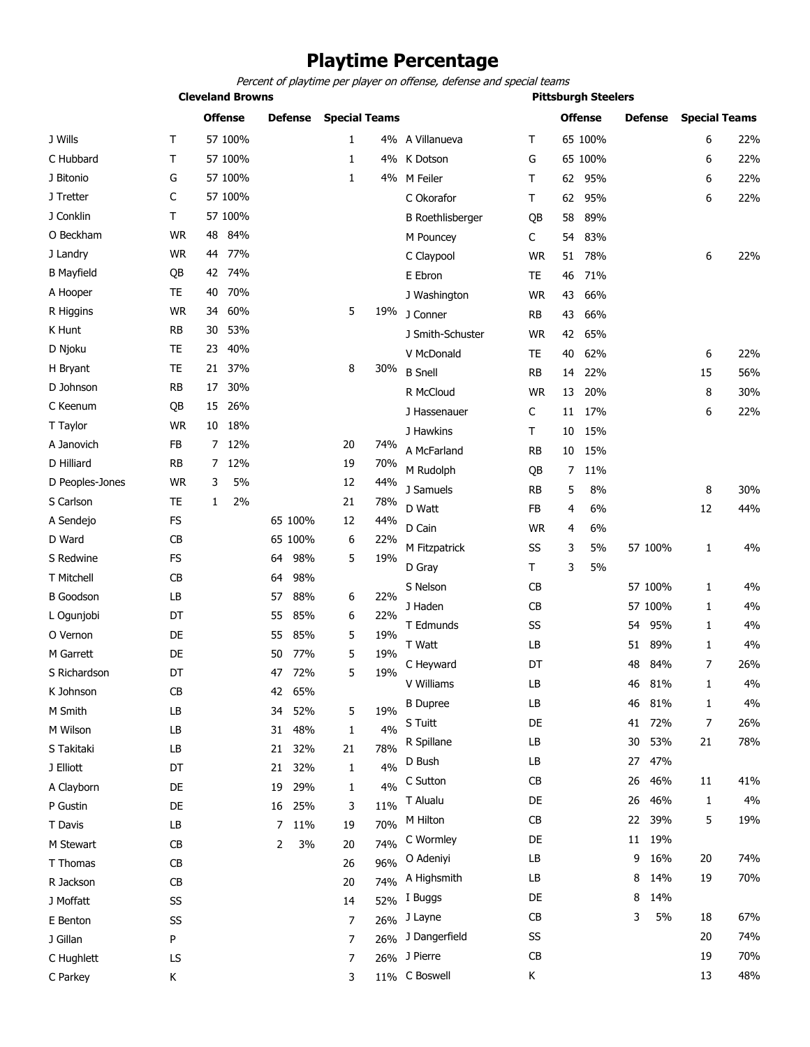# Playtime Percentage

*Percent of playtime per player on offense, defense and special teams*

## Cleveland Browns

| Player | Pos | Offense | | Defense | | Special Teams | |
|---|---|---|---|---|---|---|---|
| J Wills | T | 57 | 100% | | | 1 | 4% |
| C Hubbard | T | 57 | 100% | | | 1 | 4% |
| J Bitonio | G | 57 | 100% | | | 1 | 4% |
| J Tretter | C | 57 | 100% | | | | |
| J Conklin | T | 57 | 100% | | | | |
| O Beckham | WR | 48 | 84% | | | | |
| J Landry | WR | 44 | 77% | | | | |
| B Mayfield | QB | 42 | 74% | | | | |
| A Hooper | TE | 40 | 70% | | | | |
| R Higgins | WR | 34 | 60% | | | 5 | 19% |
| K Hunt | RB | 30 | 53% | | | | |
| D Njoku | TE | 23 | 40% | | | | |
| H Bryant | TE | 21 | 37% | | | 8 | 30% |
| D Johnson | RB | 17 | 30% | | | | |
| C Keenum | QB | 15 | 26% | | | | |
| T Taylor | WR | 10 | 18% | | | | |
| A Janovich | FB | 7 | 12% | | | 20 | 74% |
| D Hilliard | RB | 7 | 12% | | | 19 | 70% |
| D Peoples-Jones | WR | 3 | 5% | | | 12 | 44% |
| S Carlson | TE | 1 | 2% | | | 21 | 78% |
| A Sendejo | FS | | | 65 | 100% | 12 | 44% |
| D Ward | CB | | | 65 | 100% | 6 | 22% |
| S Redwine | FS | | | 64 | 98% | 5 | 19% |
| T Mitchell | CB | | | 64 | 98% | | |
| B Goodson | LB | | | 57 | 88% | 6 | 22% |
| L Ogunjobi | DT | | | 55 | 85% | 6 | 22% |
| O Vernon | DE | | | 55 | 85% | 5 | 19% |
| M Garrett | DE | | | 50 | 77% | 5 | 19% |
| S Richardson | DT | | | 47 | 72% | 5 | 19% |
| K Johnson | CB | | | 42 | 65% | | |
| M Smith | LB | | | 34 | 52% | 5 | 19% |
| M Wilson | LB | | | 31 | 48% | 1 | 4% |
| S Takitaki | LB | | | 21 | 32% | 21 | 78% |
| J Elliott | DT | | | 21 | 32% | 1 | 4% |
| A Clayborn | DE | | | 19 | 29% | 1 | 4% |
| P Gustin | DE | | | 16 | 25% | 3 | 11% |
| T Davis | LB | | | 7 | 11% | 19 | 70% |
| M Stewart | CB | | | 2 | 3% | 20 | 74% |
| T Thomas | CB | | | | | 26 | 96% |
| R Jackson | CB | | | | | 20 | 74% |
| J Moffatt | SS | | | | | 14 | 52% |
| E Benton | SS | | | | | 7 | 26% |
| J Gillan | P | | | | | 7 | 26% |
| C Hughlett | LS | | | | | 7 | 26% |
| C Parkey | K | | | | | 3 | 11% |

## Pittsburgh Steelers

| Player | Pos | Offense | | Defense | | Special Teams | |
|---|---|---|---|---|---|---|---|
| A Villanueva | T | 65 | 100% | | | 6 | 22% |
| K Dotson | G | 65 | 100% | | | 6 | 22% |
| M Feiler | T | 62 | 95% | | | 6 | 22% |
| C Okorafor | T | 62 | 95% | | | 6 | 22% |
| B Roethlisberger | QB | 58 | 89% | | | | |
| M Pouncey | C | 54 | 83% | | | | |
| C Claypool | WR | 51 | 78% | | | 6 | 22% |
| E Ebron | TE | 46 | 71% | | | | |
| J Washington | WR | 43 | 66% | | | | |
| J Conner | RB | 43 | 66% | | | | |
| J Smith-Schuster | WR | 42 | 65% | | | | |
| V McDonald | TE | 40 | 62% | | | 6 | 22% |
| B Snell | RB | 14 | 22% | | | 15 | 56% |
| R McCloud | WR | 13 | 20% | | | 8 | 30% |
| J Hassenauer | C | 11 | 17% | | | 6 | 22% |
| J Hawkins | T | 10 | 15% | | | | |
| A McFarland | RB | 10 | 15% | | | | |
| M Rudolph | QB | 7 | 11% | | | | |
| J Samuels | RB | 5 | 8% | | | 8 | 30% |
| D Watt | FB | 4 | 6% | | | 12 | 44% |
| D Cain | WR | 4 | 6% | | | | |
| M Fitzpatrick | SS | 3 | 5% | 57 | 100% | 1 | 4% |
| D Gray | T | 3 | 5% | | | | |
| S Nelson | CB | | | 57 | 100% | 1 | 4% |
| J Haden | CB | | | 57 | 100% | 1 | 4% |
| T Edmunds | SS | | | 54 | 95% | 1 | 4% |
| T Watt | LB | | | 51 | 89% | 1 | 4% |
| C Heyward | DT | | | 48 | 84% | 7 | 26% |
| V Williams | LB | | | 46 | 81% | 1 | 4% |
| B Dupree | LB | | | 46 | 81% | 1 | 4% |
| S Tuitt | DE | | | 41 | 72% | 7 | 26% |
| R Spillane | LB | | | 30 | 53% | 21 | 78% |
| D Bush | LB | | | 27 | 47% | | |
| C Sutton | CB | | | 26 | 46% | 11 | 41% |
| T Alualu | DE | | | 26 | 46% | 1 | 4% |
| M Hilton | CB | | | 22 | 39% | 5 | 19% |
| C Wormley | DE | | | 11 | 19% | | |
| O Adeniyi | LB | | | 9 | 16% | 20 | 74% |
| A Highsmith | LB | | | 8 | 14% | 19 | 70% |
| I Buggs | DE | | | 8 | 14% | | |
| J Layne | CB | | | 3 | 5% | 18 | 67% |
| J Dangerfield | SS | | | | | 20 | 74% |
| J Pierre | CB | | | | | 19 | 70% |
| C Boswell | K | | | | | 13 | 48% |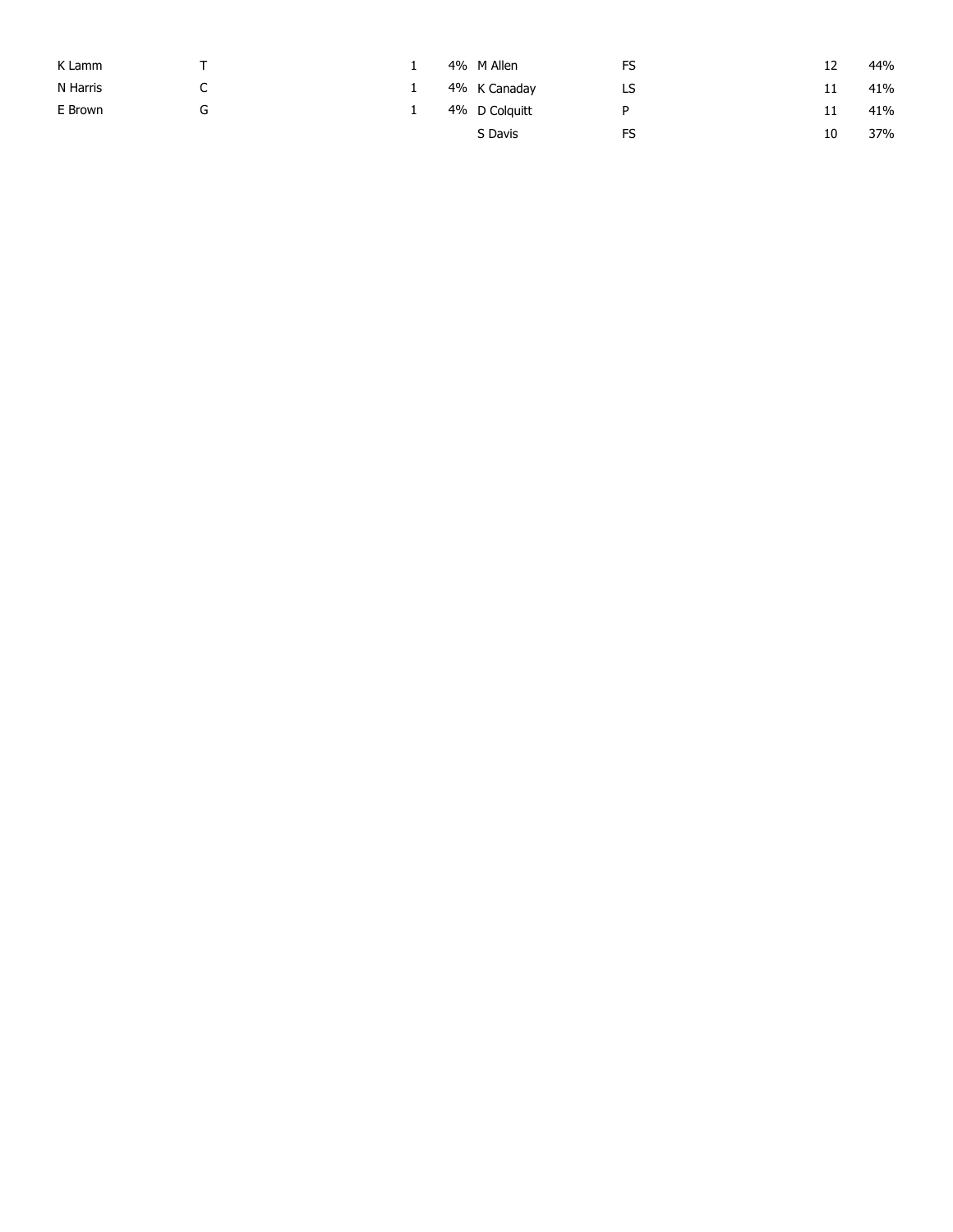| | | | | | | | |
|---|---|---|---|---|---|---|---|
| K Lamm | T | 1 | 4% | M Allen | FS | 12 | 44% |
| N Harris | C | 1 | 4% | K Canaday | LS | 11 | 41% |
| E Brown | G | 1 | 4% | D Colquitt | P | 11 | 41% |
| | | | | S Davis | FS | 10 | 37% |